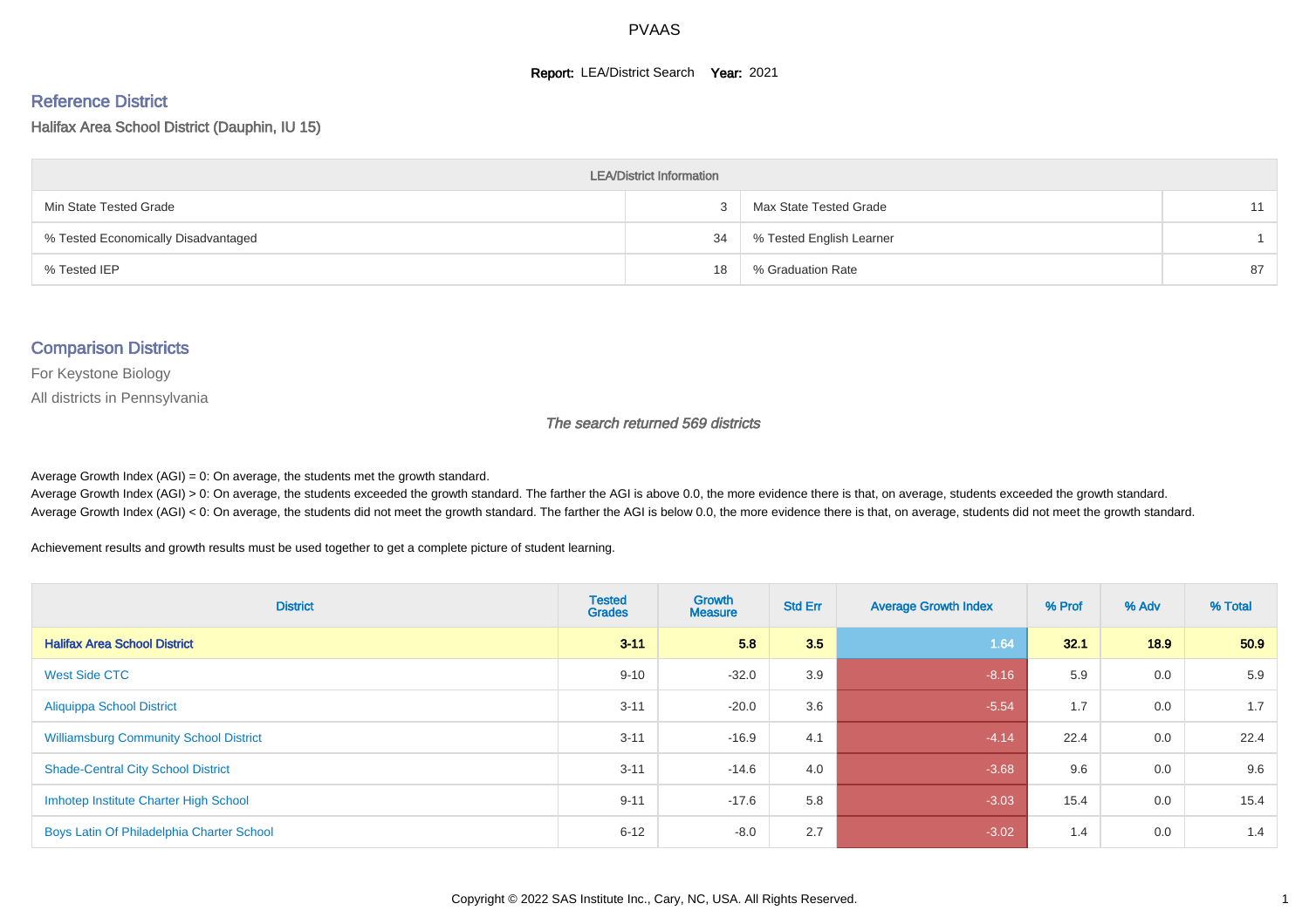# PVAAS

**Report:** LEA/District Search **Year:** 2021

## Reference District

Halifax Area School District (Dauphin, IU 15)

| LEA/District Information | | | |
|---|---|---|---|
| Min State Tested Grade | 3 | Max State Tested Grade | 11 |
| % Tested Economically Disadvantaged | 34 | % Tested English Learner | 1 |
| % Tested IEP | 18 | % Graduation Rate | 87 |

## Comparison Districts

For Keystone Biology

All districts in Pennsylvania

*The search returned 569 districts*

Average Growth Index (AGI) = 0: On average, the students met the growth standard.
Average Growth Index (AGI) > 0: On average, the students exceeded the growth standard. The farther the AGI is above 0.0, the more evidence there is that, on average, students exceeded the growth standard.
Average Growth Index (AGI) < 0: On average, the students did not meet the growth standard. The farther the AGI is below 0.0, the more evidence there is that, on average, students did not meet the growth standard.

Achievement results and growth results must be used together to get a complete picture of student learning.

| District | Tested Grades | Growth Measure | Std Err | Average Growth Index | % Prof | % Adv | % Total |
|---|---|---|---|---|---|---|---|
| **Halifax Area School District** | **3-11** | **5.8** | **3.5** | **1.64** | **32.1** | **18.9** | **50.9** |
| West Side CTC | 9-10 | -32.0 | 3.9 | -8.16 | 5.9 | 0.0 | 5.9 |
| Aliquippa School District | 3-11 | -20.0 | 3.6 | -5.54 | 1.7 | 0.0 | 1.7 |
| Williamsburg Community School District | 3-11 | -16.9 | 4.1 | -4.14 | 22.4 | 0.0 | 22.4 |
| Shade-Central City School District | 3-11 | -14.6 | 4.0 | -3.68 | 9.6 | 0.0 | 9.6 |
| Imhotep Institute Charter High School | 9-11 | -17.6 | 5.8 | -3.03 | 15.4 | 0.0 | 15.4 |
| Boys Latin Of Philadelphia Charter School | 6-12 | -8.0 | 2.7 | -3.02 | 1.4 | 0.0 | 1.4 |

Copyright © 2022 SAS Institute Inc., Cary, NC, USA. All Rights Reserved.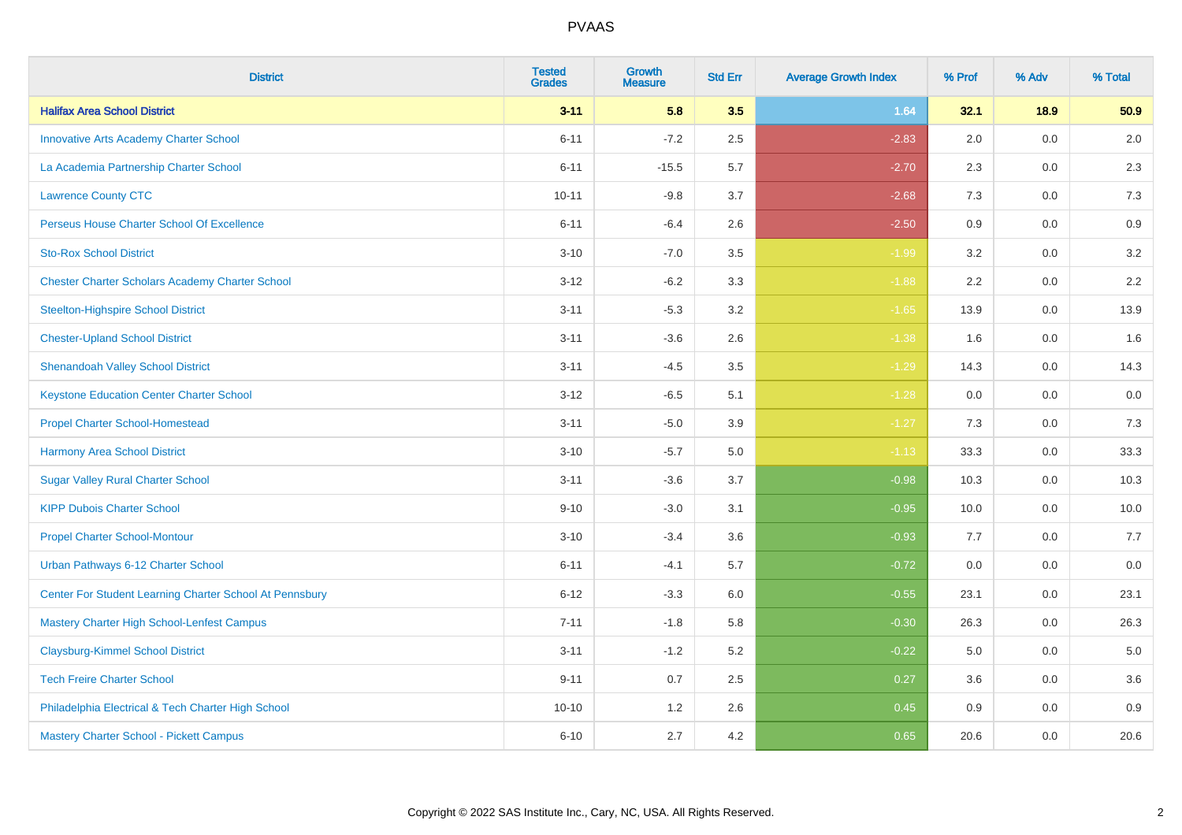| District | Tested Grades | Growth Measure | Std Err | Average Growth Index | % Prof | % Adv | % Total |
|---|---|---|---|---|---|---|---|
| **Halifax Area School District** | **3-11** | **5.8** | **3.5** | **1.64** | **32.1** | **18.9** | **50.9** |
| Innovative Arts Academy Charter School | 6-11 | -7.2 | 2.5 | -2.83 | 2.0 | 0.0 | 2.0 |
| La Academia Partnership Charter School | 6-11 | -15.5 | 5.7 | -2.70 | 2.3 | 0.0 | 2.3 |
| Lawrence County CTC | 10-11 | -9.8 | 3.7 | -2.68 | 7.3 | 0.0 | 7.3 |
| Perseus House Charter School Of Excellence | 6-11 | -6.4 | 2.6 | -2.50 | 0.9 | 0.0 | 0.9 |
| Sto-Rox School District | 3-10 | -7.0 | 3.5 | -1.99 | 3.2 | 0.0 | 3.2 |
| Chester Charter Scholars Academy Charter School | 3-12 | -6.2 | 3.3 | -1.88 | 2.2 | 0.0 | 2.2 |
| Steelton-Highspire School District | 3-11 | -5.3 | 3.2 | -1.65 | 13.9 | 0.0 | 13.9 |
| Chester-Upland School District | 3-11 | -3.6 | 2.6 | -1.38 | 1.6 | 0.0 | 1.6 |
| Shenandoah Valley School District | 3-11 | -4.5 | 3.5 | -1.29 | 14.3 | 0.0 | 14.3 |
| Keystone Education Center Charter School | 3-12 | -6.5 | 5.1 | -1.28 | 0.0 | 0.0 | 0.0 |
| Propel Charter School-Homestead | 3-11 | -5.0 | 3.9 | -1.27 | 7.3 | 0.0 | 7.3 |
| Harmony Area School District | 3-10 | -5.7 | 5.0 | -1.13 | 33.3 | 0.0 | 33.3 |
| Sugar Valley Rural Charter School | 3-11 | -3.6 | 3.7 | -0.98 | 10.3 | 0.0 | 10.3 |
| KIPP Dubois Charter School | 9-10 | -3.0 | 3.1 | -0.95 | 10.0 | 0.0 | 10.0 |
| Propel Charter School-Montour | 3-10 | -3.4 | 3.6 | -0.93 | 7.7 | 0.0 | 7.7 |
| Urban Pathways 6-12 Charter School | 6-11 | -4.1 | 5.7 | -0.72 | 0.0 | 0.0 | 0.0 |
| Center For Student Learning Charter School At Pennsbury | 6-12 | -3.3 | 6.0 | -0.55 | 23.1 | 0.0 | 23.1 |
| Mastery Charter High School-Lenfest Campus | 7-11 | -1.8 | 5.8 | -0.30 | 26.3 | 0.0 | 26.3 |
| Claysburg-Kimmel School District | 3-11 | -1.2 | 5.2 | -0.22 | 5.0 | 0.0 | 5.0 |
| Tech Freire Charter School | 9-11 | 0.7 | 2.5 | 0.27 | 3.6 | 0.0 | 3.6 |
| Philadelphia Electrical & Tech Charter High School | 10-10 | 1.2 | 2.6 | 0.45 | 0.9 | 0.0 | 0.9 |
| Mastery Charter School - Pickett Campus | 6-10 | 2.7 | 4.2 | 0.65 | 20.6 | 0.0 | 20.6 |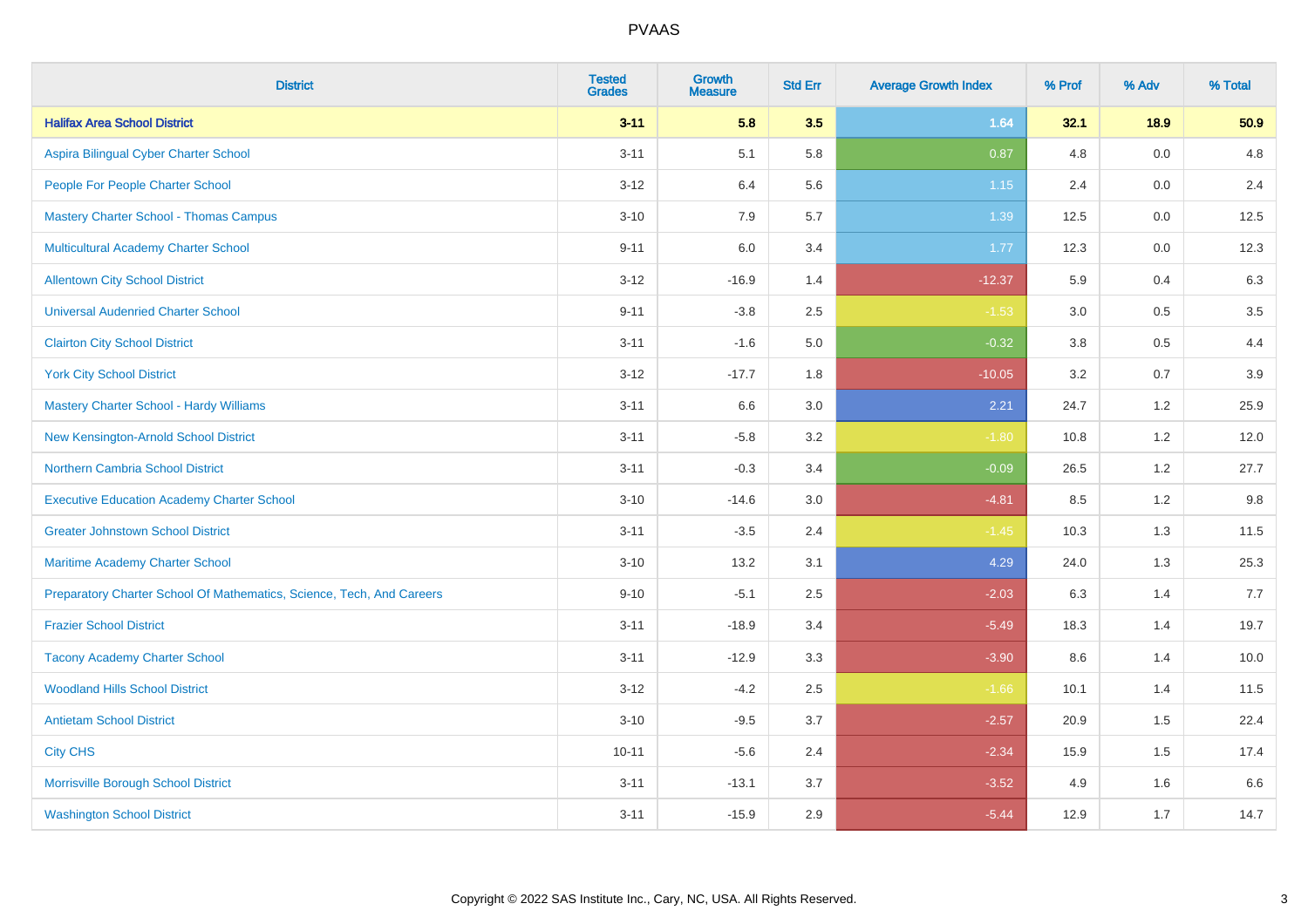| District | Tested Grades | Growth Measure | Std Err | Average Growth Index | % Prof | % Adv | % Total |
|---|---|---|---|---|---|---|---|
| **Halifax Area School District** | **3-11** | **5.8** | **3.5** | **1.64** | **32.1** | **18.9** | **50.9** |
| Aspira Bilingual Cyber Charter School | 3-11 | 5.1 | 5.8 | 0.87 | 4.8 | 0.0 | 4.8 |
| People For People Charter School | 3-12 | 6.4 | 5.6 | 1.15 | 2.4 | 0.0 | 2.4 |
| Mastery Charter School - Thomas Campus | 3-10 | 7.9 | 5.7 | 1.39 | 12.5 | 0.0 | 12.5 |
| Multicultural Academy Charter School | 9-11 | 6.0 | 3.4 | 1.77 | 12.3 | 0.0 | 12.3 |
| Allentown City School District | 3-12 | -16.9 | 1.4 | -12.37 | 5.9 | 0.4 | 6.3 |
| Universal Audenried Charter School | 9-11 | -3.8 | 2.5 | -1.53 | 3.0 | 0.5 | 3.5 |
| Clairton City School District | 3-11 | -1.6 | 5.0 | -0.32 | 3.8 | 0.5 | 4.4 |
| York City School District | 3-12 | -17.7 | 1.8 | -10.05 | 3.2 | 0.7 | 3.9 |
| Mastery Charter School - Hardy Williams | 3-11 | 6.6 | 3.0 | 2.21 | 24.7 | 1.2 | 25.9 |
| New Kensington-Arnold School District | 3-11 | -5.8 | 3.2 | -1.80 | 10.8 | 1.2 | 12.0 |
| Northern Cambria School District | 3-11 | -0.3 | 3.4 | -0.09 | 26.5 | 1.2 | 27.7 |
| Executive Education Academy Charter School | 3-10 | -14.6 | 3.0 | -4.81 | 8.5 | 1.2 | 9.8 |
| Greater Johnstown School District | 3-11 | -3.5 | 2.4 | -1.45 | 10.3 | 1.3 | 11.5 |
| Maritime Academy Charter School | 3-10 | 13.2 | 3.1 | 4.29 | 24.0 | 1.3 | 25.3 |
| Preparatory Charter School Of Mathematics, Science, Tech, And Careers | 9-10 | -5.1 | 2.5 | -2.03 | 6.3 | 1.4 | 7.7 |
| Frazier School District | 3-11 | -18.9 | 3.4 | -5.49 | 18.3 | 1.4 | 19.7 |
| Tacony Academy Charter School | 3-11 | -12.9 | 3.3 | -3.90 | 8.6 | 1.4 | 10.0 |
| Woodland Hills School District | 3-12 | -4.2 | 2.5 | -1.66 | 10.1 | 1.4 | 11.5 |
| Antietam School District | 3-10 | -9.5 | 3.7 | -2.57 | 20.9 | 1.5 | 22.4 |
| City CHS | 10-11 | -5.6 | 2.4 | -2.34 | 15.9 | 1.5 | 17.4 |
| Morrisville Borough School District | 3-11 | -13.1 | 3.7 | -3.52 | 4.9 | 1.6 | 6.6 |
| Washington School District | 3-11 | -15.9 | 2.9 | -5.44 | 12.9 | 1.7 | 14.7 |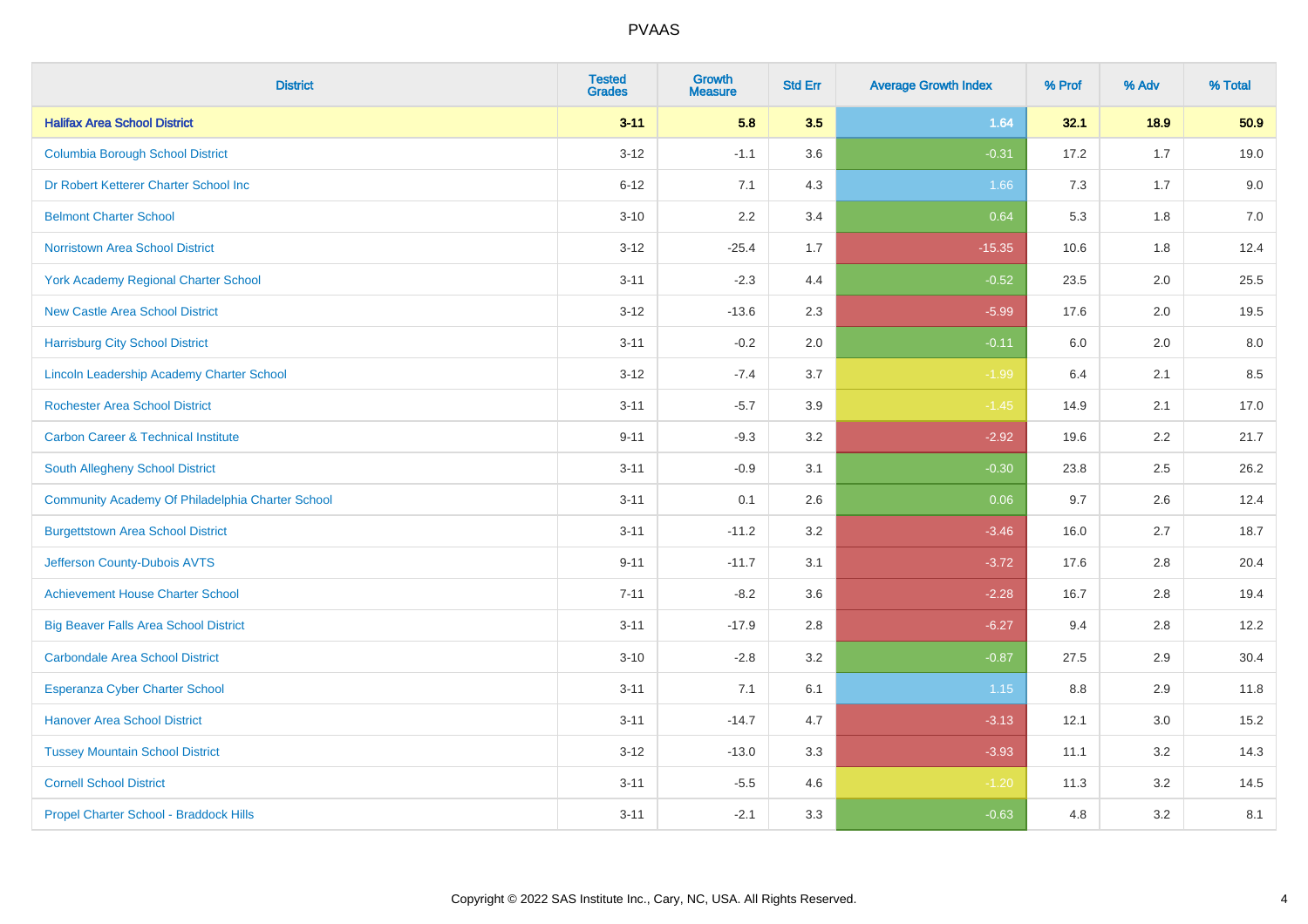| District | Tested Grades | Growth Measure | Std Err | Average Growth Index | % Prof | % Adv | % Total |
|---|---|---|---|---|---|---|---|
| **Halifax Area School District** | **3-11** | **5.8** | **3.5** | **1.64** | **32.1** | **18.9** | **50.9** |
| Columbia Borough School District | 3-12 | -1.1 | 3.6 | -0.31 | 17.2 | 1.7 | 19.0 |
| Dr Robert Ketterer Charter School Inc | 6-12 | 7.1 | 4.3 | 1.66 | 7.3 | 1.7 | 9.0 |
| Belmont Charter School | 3-10 | 2.2 | 3.4 | 0.64 | 5.3 | 1.8 | 7.0 |
| Norristown Area School District | 3-12 | -25.4 | 1.7 | -15.35 | 10.6 | 1.8 | 12.4 |
| York Academy Regional Charter School | 3-11 | -2.3 | 4.4 | -0.52 | 23.5 | 2.0 | 25.5 |
| New Castle Area School District | 3-12 | -13.6 | 2.3 | -5.99 | 17.6 | 2.0 | 19.5 |
| Harrisburg City School District | 3-11 | -0.2 | 2.0 | -0.11 | 6.0 | 2.0 | 8.0 |
| Lincoln Leadership Academy Charter School | 3-12 | -7.4 | 3.7 | -1.99 | 6.4 | 2.1 | 8.5 |
| Rochester Area School District | 3-11 | -5.7 | 3.9 | -1.45 | 14.9 | 2.1 | 17.0 |
| Carbon Career & Technical Institute | 9-11 | -9.3 | 3.2 | -2.92 | 19.6 | 2.2 | 21.7 |
| South Allegheny School District | 3-11 | -0.9 | 3.1 | -0.30 | 23.8 | 2.5 | 26.2 |
| Community Academy Of Philadelphia Charter School | 3-11 | 0.1 | 2.6 | 0.06 | 9.7 | 2.6 | 12.4 |
| Burgettstown Area School District | 3-11 | -11.2 | 3.2 | -3.46 | 16.0 | 2.7 | 18.7 |
| Jefferson County-Dubois AVTS | 9-11 | -11.7 | 3.1 | -3.72 | 17.6 | 2.8 | 20.4 |
| Achievement House Charter School | 7-11 | -8.2 | 3.6 | -2.28 | 16.7 | 2.8 | 19.4 |
| Big Beaver Falls Area School District | 3-11 | -17.9 | 2.8 | -6.27 | 9.4 | 2.8 | 12.2 |
| Carbondale Area School District | 3-10 | -2.8 | 3.2 | -0.87 | 27.5 | 2.9 | 30.4 |
| Esperanza Cyber Charter School | 3-11 | 7.1 | 6.1 | 1.15 | 8.8 | 2.9 | 11.8 |
| Hanover Area School District | 3-11 | -14.7 | 4.7 | -3.13 | 12.1 | 3.0 | 15.2 |
| Tussey Mountain School District | 3-12 | -13.0 | 3.3 | -3.93 | 11.1 | 3.2 | 14.3 |
| Cornell School District | 3-11 | -5.5 | 4.6 | -1.20 | 11.3 | 3.2 | 14.5 |
| Propel Charter School - Braddock Hills | 3-11 | -2.1 | 3.3 | -0.63 | 4.8 | 3.2 | 8.1 |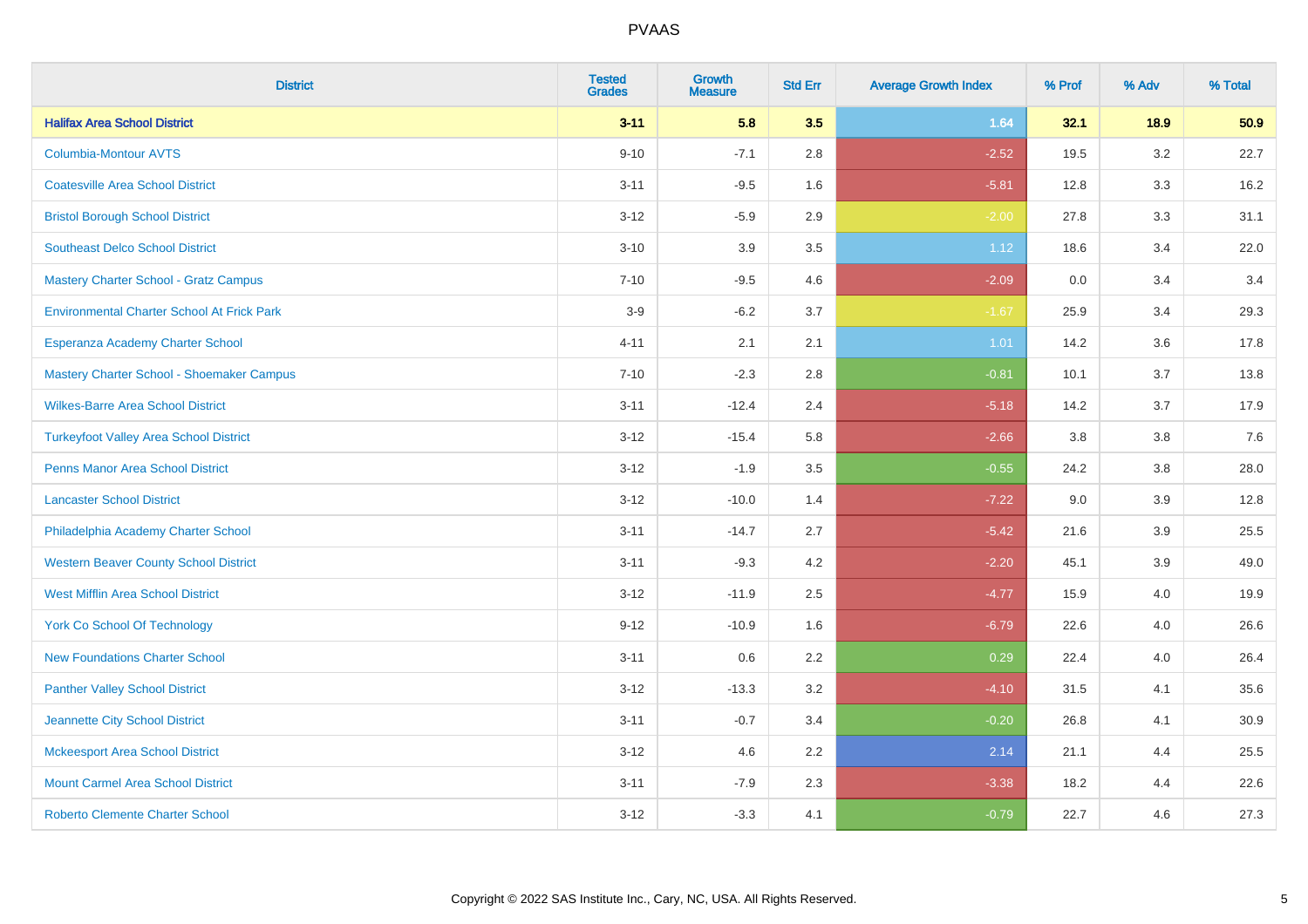| District | Tested Grades | Growth Measure | Std Err | Average Growth Index | % Prof | % Adv | % Total |
|---|---|---|---|---|---|---|---|
| **Halifax Area School District** | **3-11** | **5.8** | **3.5** | **1.64** | **32.1** | **18.9** | **50.9** |
| Columbia-Montour AVTS | 9-10 | -7.1 | 2.8 | -2.52 | 19.5 | 3.2 | 22.7 |
| Coatesville Area School District | 3-11 | -9.5 | 1.6 | -5.81 | 12.8 | 3.3 | 16.2 |
| Bristol Borough School District | 3-12 | -5.9 | 2.9 | -2.00 | 27.8 | 3.3 | 31.1 |
| Southeast Delco School District | 3-10 | 3.9 | 3.5 | 1.12 | 18.6 | 3.4 | 22.0 |
| Mastery Charter School - Gratz Campus | 7-10 | -9.5 | 4.6 | -2.09 | 0.0 | 3.4 | 3.4 |
| Environmental Charter School At Frick Park | 3-9 | -6.2 | 3.7 | -1.67 | 25.9 | 3.4 | 29.3 |
| Esperanza Academy Charter School | 4-11 | 2.1 | 2.1 | 1.01 | 14.2 | 3.6 | 17.8 |
| Mastery Charter School - Shoemaker Campus | 7-10 | -2.3 | 2.8 | -0.81 | 10.1 | 3.7 | 13.8 |
| Wilkes-Barre Area School District | 3-11 | -12.4 | 2.4 | -5.18 | 14.2 | 3.7 | 17.9 |
| Turkeyfoot Valley Area School District | 3-12 | -15.4 | 5.8 | -2.66 | 3.8 | 3.8 | 7.6 |
| Penns Manor Area School District | 3-12 | -1.9 | 3.5 | -0.55 | 24.2 | 3.8 | 28.0 |
| Lancaster School District | 3-12 | -10.0 | 1.4 | -7.22 | 9.0 | 3.9 | 12.8 |
| Philadelphia Academy Charter School | 3-11 | -14.7 | 2.7 | -5.42 | 21.6 | 3.9 | 25.5 |
| Western Beaver County School District | 3-11 | -9.3 | 4.2 | -2.20 | 45.1 | 3.9 | 49.0 |
| West Mifflin Area School District | 3-12 | -11.9 | 2.5 | -4.77 | 15.9 | 4.0 | 19.9 |
| York Co School Of Technology | 9-12 | -10.9 | 1.6 | -6.79 | 22.6 | 4.0 | 26.6 |
| New Foundations Charter School | 3-11 | 0.6 | 2.2 | 0.29 | 22.4 | 4.0 | 26.4 |
| Panther Valley School District | 3-12 | -13.3 | 3.2 | -4.10 | 31.5 | 4.1 | 35.6 |
| Jeannette City School District | 3-11 | -0.7 | 3.4 | -0.20 | 26.8 | 4.1 | 30.9 |
| Mckeesport Area School District | 3-12 | 4.6 | 2.2 | 2.14 | 21.1 | 4.4 | 25.5 |
| Mount Carmel Area School District | 3-11 | -7.9 | 2.3 | -3.38 | 18.2 | 4.4 | 22.6 |
| Roberto Clemente Charter School | 3-12 | -3.3 | 4.1 | -0.79 | 22.7 | 4.6 | 27.3 |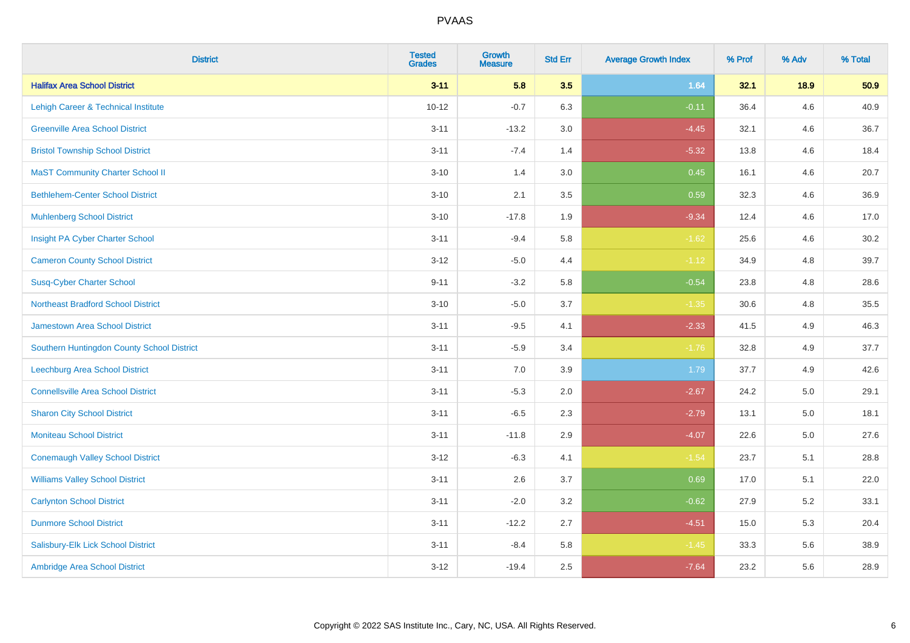# PVAAS

| District | Tested Grades | Growth Measure | Std Err | Average Growth Index | % Prof | % Adv | % Total |
|---|---|---|---|---|---|---|---|
| **Halifax Area School District** | **3-11** | **5.8** | **3.5** | **1.64** | **32.1** | **18.9** | **50.9** |
| Lehigh Career & Technical Institute | 10-12 | -0.7 | 6.3 | -0.11 | 36.4 | 4.6 | 40.9 |
| Greenville Area School District | 3-11 | -13.2 | 3.0 | -4.45 | 32.1 | 4.6 | 36.7 |
| Bristol Township School District | 3-11 | -7.4 | 1.4 | -5.32 | 13.8 | 4.6 | 18.4 |
| MaST Community Charter School II | 3-10 | 1.4 | 3.0 | 0.45 | 16.1 | 4.6 | 20.7 |
| Bethlehem-Center School District | 3-10 | 2.1 | 3.5 | 0.59 | 32.3 | 4.6 | 36.9 |
| Muhlenberg School District | 3-10 | -17.8 | 1.9 | -9.34 | 12.4 | 4.6 | 17.0 |
| Insight PA Cyber Charter School | 3-11 | -9.4 | 5.8 | -1.62 | 25.6 | 4.6 | 30.2 |
| Cameron County School District | 3-12 | -5.0 | 4.4 | -1.12 | 34.9 | 4.8 | 39.7 |
| Susq-Cyber Charter School | 9-11 | -3.2 | 5.8 | -0.54 | 23.8 | 4.8 | 28.6 |
| Northeast Bradford School District | 3-10 | -5.0 | 3.7 | -1.35 | 30.6 | 4.8 | 35.5 |
| Jamestown Area School District | 3-11 | -9.5 | 4.1 | -2.33 | 41.5 | 4.9 | 46.3 |
| Southern Huntingdon County School District | 3-11 | -5.9 | 3.4 | -1.76 | 32.8 | 4.9 | 37.7 |
| Leechburg Area School District | 3-11 | 7.0 | 3.9 | 1.79 | 37.7 | 4.9 | 42.6 |
| Connellsville Area School District | 3-11 | -5.3 | 2.0 | -2.67 | 24.2 | 5.0 | 29.1 |
| Sharon City School District | 3-11 | -6.5 | 2.3 | -2.79 | 13.1 | 5.0 | 18.1 |
| Moniteau School District | 3-11 | -11.8 | 2.9 | -4.07 | 22.6 | 5.0 | 27.6 |
| Conemaugh Valley School District | 3-12 | -6.3 | 4.1 | -1.54 | 23.7 | 5.1 | 28.8 |
| Williams Valley School District | 3-11 | 2.6 | 3.7 | 0.69 | 17.0 | 5.1 | 22.0 |
| Carlynton School District | 3-11 | -2.0 | 3.2 | -0.62 | 27.9 | 5.2 | 33.1 |
| Dunmore School District | 3-11 | -12.2 | 2.7 | -4.51 | 15.0 | 5.3 | 20.4 |
| Salisbury-Elk Lick School District | 3-11 | -8.4 | 5.8 | -1.45 | 33.3 | 5.6 | 38.9 |
| Ambridge Area School District | 3-12 | -19.4 | 2.5 | -7.64 | 23.2 | 5.6 | 28.9 |

Copyright © 2022 SAS Institute Inc., Cary, NC, USA. All Rights Reserved.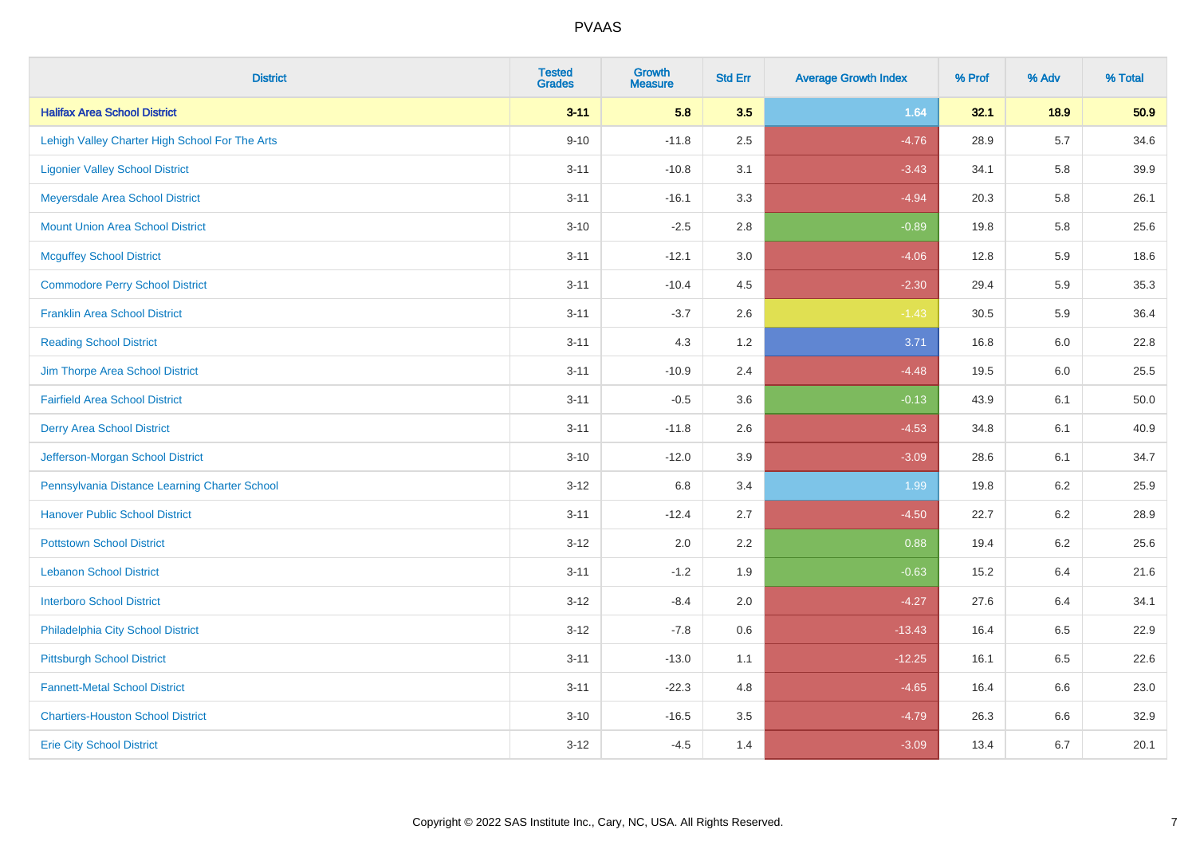# PVAAS

| District | Tested Grades | Growth Measure | Std Err | Average Growth Index | % Prof | % Adv | % Total |
|---|---|---|---|---|---|---|---|
| **Halifax Area School District** | **3-11** | **5.8** | **3.5** | **1.64** | **32.1** | **18.9** | **50.9** |
| Lehigh Valley Charter High School For The Arts | 9-10 | -11.8 | 2.5 | -4.76 | 28.9 | 5.7 | 34.6 |
| Ligonier Valley School District | 3-11 | -10.8 | 3.1 | -3.43 | 34.1 | 5.8 | 39.9 |
| Meyersdale Area School District | 3-11 | -16.1 | 3.3 | -4.94 | 20.3 | 5.8 | 26.1 |
| Mount Union Area School District | 3-10 | -2.5 | 2.8 | -0.89 | 19.8 | 5.8 | 25.6 |
| Mcguffey School District | 3-11 | -12.1 | 3.0 | -4.06 | 12.8 | 5.9 | 18.6 |
| Commodore Perry School District | 3-11 | -10.4 | 4.5 | -2.30 | 29.4 | 5.9 | 35.3 |
| Franklin Area School District | 3-11 | -3.7 | 2.6 | -1.43 | 30.5 | 5.9 | 36.4 |
| Reading School District | 3-11 | 4.3 | 1.2 | 3.71 | 16.8 | 6.0 | 22.8 |
| Jim Thorpe Area School District | 3-11 | -10.9 | 2.4 | -4.48 | 19.5 | 6.0 | 25.5 |
| Fairfield Area School District | 3-11 | -0.5 | 3.6 | -0.13 | 43.9 | 6.1 | 50.0 |
| Derry Area School District | 3-11 | -11.8 | 2.6 | -4.53 | 34.8 | 6.1 | 40.9 |
| Jefferson-Morgan School District | 3-10 | -12.0 | 3.9 | -3.09 | 28.6 | 6.1 | 34.7 |
| Pennsylvania Distance Learning Charter School | 3-12 | 6.8 | 3.4 | 1.99 | 19.8 | 6.2 | 25.9 |
| Hanover Public School District | 3-11 | -12.4 | 2.7 | -4.50 | 22.7 | 6.2 | 28.9 |
| Pottstown School District | 3-12 | 2.0 | 2.2 | 0.88 | 19.4 | 6.2 | 25.6 |
| Lebanon School District | 3-11 | -1.2 | 1.9 | -0.63 | 15.2 | 6.4 | 21.6 |
| Interboro School District | 3-12 | -8.4 | 2.0 | -4.27 | 27.6 | 6.4 | 34.1 |
| Philadelphia City School District | 3-12 | -7.8 | 0.6 | -13.43 | 16.4 | 6.5 | 22.9 |
| Pittsburgh School District | 3-11 | -13.0 | 1.1 | -12.25 | 16.1 | 6.5 | 22.6 |
| Fannett-Metal School District | 3-11 | -22.3 | 4.8 | -4.65 | 16.4 | 6.6 | 23.0 |
| Chartiers-Houston School District | 3-10 | -16.5 | 3.5 | -4.79 | 26.3 | 6.6 | 32.9 |
| Erie City School District | 3-12 | -4.5 | 1.4 | -3.09 | 13.4 | 6.7 | 20.1 |

Copyright © 2022 SAS Institute Inc., Cary, NC, USA. All Rights Reserved.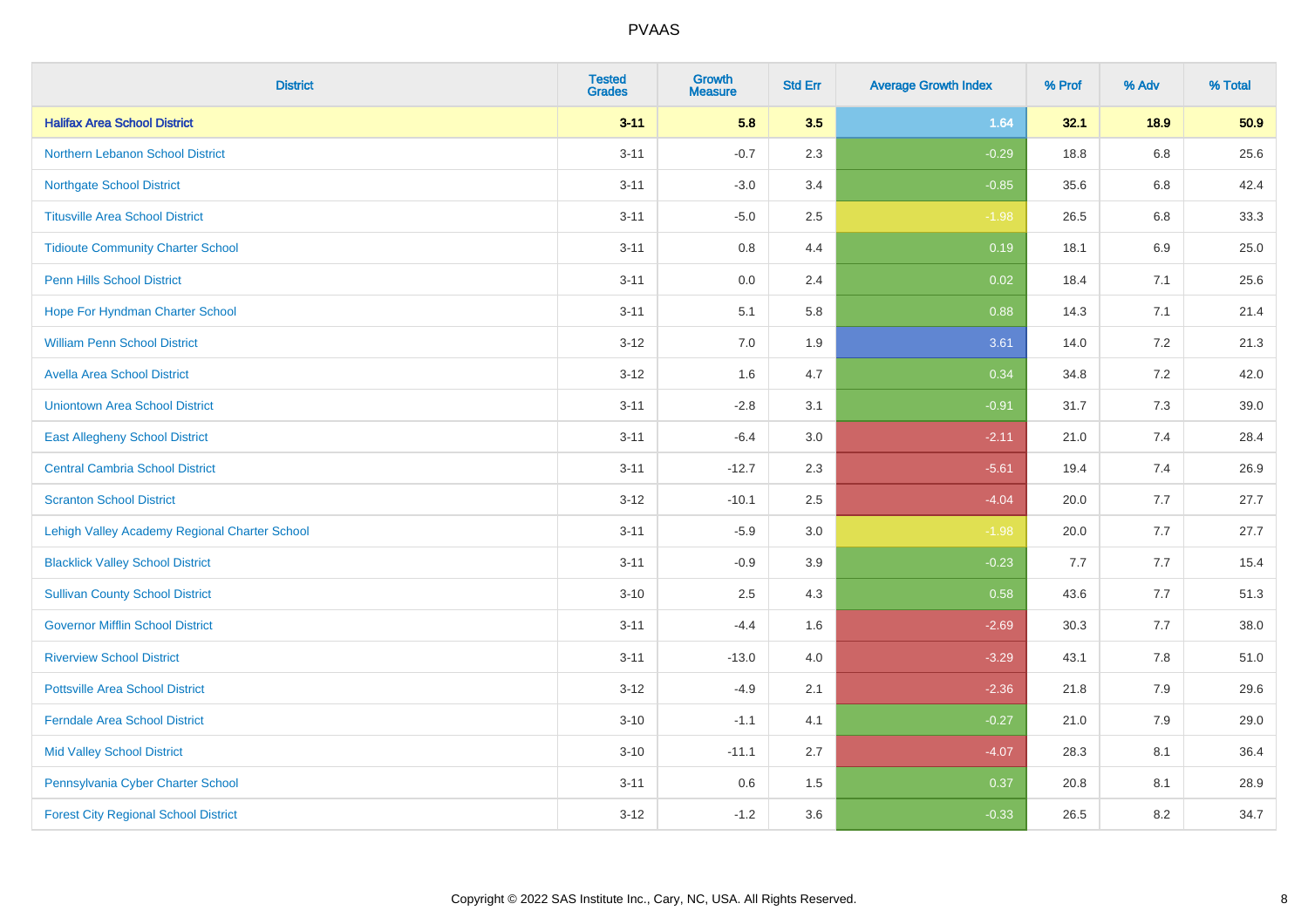| District | Tested Grades | Growth Measure | Std Err | Average Growth Index | % Prof | % Adv | % Total |
|---|---|---|---|---|---|---|---|
| **Halifax Area School District** | **3-11** | **5.8** | **3.5** | **1.64** | **32.1** | **18.9** | **50.9** |
| Northern Lebanon School District | 3-11 | -0.7 | 2.3 | -0.29 | 18.8 | 6.8 | 25.6 |
| Northgate School District | 3-11 | -3.0 | 3.4 | -0.85 | 35.6 | 6.8 | 42.4 |
| Titusville Area School District | 3-11 | -5.0 | 2.5 | -1.98 | 26.5 | 6.8 | 33.3 |
| Tidioute Community Charter School | 3-11 | 0.8 | 4.4 | 0.19 | 18.1 | 6.9 | 25.0 |
| Penn Hills School District | 3-11 | 0.0 | 2.4 | 0.02 | 18.4 | 7.1 | 25.6 |
| Hope For Hyndman Charter School | 3-11 | 5.1 | 5.8 | 0.88 | 14.3 | 7.1 | 21.4 |
| William Penn School District | 3-12 | 7.0 | 1.9 | 3.61 | 14.0 | 7.2 | 21.3 |
| Avella Area School District | 3-12 | 1.6 | 4.7 | 0.34 | 34.8 | 7.2 | 42.0 |
| Uniontown Area School District | 3-11 | -2.8 | 3.1 | -0.91 | 31.7 | 7.3 | 39.0 |
| East Allegheny School District | 3-11 | -6.4 | 3.0 | -2.11 | 21.0 | 7.4 | 28.4 |
| Central Cambria School District | 3-11 | -12.7 | 2.3 | -5.61 | 19.4 | 7.4 | 26.9 |
| Scranton School District | 3-12 | -10.1 | 2.5 | -4.04 | 20.0 | 7.7 | 27.7 |
| Lehigh Valley Academy Regional Charter School | 3-11 | -5.9 | 3.0 | -1.98 | 20.0 | 7.7 | 27.7 |
| Blacklick Valley School District | 3-11 | -0.9 | 3.9 | -0.23 | 7.7 | 7.7 | 15.4 |
| Sullivan County School District | 3-10 | 2.5 | 4.3 | 0.58 | 43.6 | 7.7 | 51.3 |
| Governor Mifflin School District | 3-11 | -4.4 | 1.6 | -2.69 | 30.3 | 7.7 | 38.0 |
| Riverview School District | 3-11 | -13.0 | 4.0 | -3.29 | 43.1 | 7.8 | 51.0 |
| Pottsville Area School District | 3-12 | -4.9 | 2.1 | -2.36 | 21.8 | 7.9 | 29.6 |
| Ferndale Area School District | 3-10 | -1.1 | 4.1 | -0.27 | 21.0 | 7.9 | 29.0 |
| Mid Valley School District | 3-10 | -11.1 | 2.7 | -4.07 | 28.3 | 8.1 | 36.4 |
| Pennsylvania Cyber Charter School | 3-11 | 0.6 | 1.5 | 0.37 | 20.8 | 8.1 | 28.9 |
| Forest City Regional School District | 3-12 | -1.2 | 3.6 | -0.33 | 26.5 | 8.2 | 34.7 |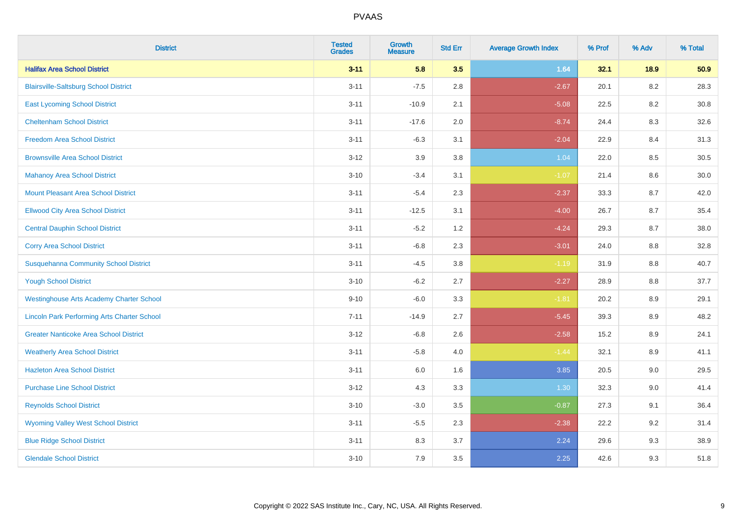# PVAAS

| District | Tested Grades | Growth Measure | Std Err | Average Growth Index | % Prof | % Adv | % Total |
|---|---|---|---|---|---|---|---|
| **Halifax Area School District** | **3-11** | **5.8** | **3.5** | **1.64** | **32.1** | **18.9** | **50.9** |
| Blairsville-Saltsburg School District | 3-11 | -7.5 | 2.8 | -2.67 | 20.1 | 8.2 | 28.3 |
| East Lycoming School District | 3-11 | -10.9 | 2.1 | -5.08 | 22.5 | 8.2 | 30.8 |
| Cheltenham School District | 3-11 | -17.6 | 2.0 | -8.74 | 24.4 | 8.3 | 32.6 |
| Freedom Area School District | 3-11 | -6.3 | 3.1 | -2.04 | 22.9 | 8.4 | 31.3 |
| Brownsville Area School District | 3-12 | 3.9 | 3.8 | 1.04 | 22.0 | 8.5 | 30.5 |
| Mahanoy Area School District | 3-10 | -3.4 | 3.1 | -1.07 | 21.4 | 8.6 | 30.0 |
| Mount Pleasant Area School District | 3-11 | -5.4 | 2.3 | -2.37 | 33.3 | 8.7 | 42.0 |
| Ellwood City Area School District | 3-11 | -12.5 | 3.1 | -4.00 | 26.7 | 8.7 | 35.4 |
| Central Dauphin School District | 3-11 | -5.2 | 1.2 | -4.24 | 29.3 | 8.7 | 38.0 |
| Corry Area School District | 3-11 | -6.8 | 2.3 | -3.01 | 24.0 | 8.8 | 32.8 |
| Susquehanna Community School District | 3-11 | -4.5 | 3.8 | -1.19 | 31.9 | 8.8 | 40.7 |
| Yough School District | 3-10 | -6.2 | 2.7 | -2.27 | 28.9 | 8.8 | 37.7 |
| Westinghouse Arts Academy Charter School | 9-10 | -6.0 | 3.3 | -1.81 | 20.2 | 8.9 | 29.1 |
| Lincoln Park Performing Arts Charter School | 7-11 | -14.9 | 2.7 | -5.45 | 39.3 | 8.9 | 48.2 |
| Greater Nanticoke Area School District | 3-12 | -6.8 | 2.6 | -2.58 | 15.2 | 8.9 | 24.1 |
| Weatherly Area School District | 3-11 | -5.8 | 4.0 | -1.44 | 32.1 | 8.9 | 41.1 |
| Hazleton Area School District | 3-11 | 6.0 | 1.6 | 3.85 | 20.5 | 9.0 | 29.5 |
| Purchase Line School District | 3-12 | 4.3 | 3.3 | 1.30 | 32.3 | 9.0 | 41.4 |
| Reynolds School District | 3-10 | -3.0 | 3.5 | -0.87 | 27.3 | 9.1 | 36.4 |
| Wyoming Valley West School District | 3-11 | -5.5 | 2.3 | -2.38 | 22.2 | 9.2 | 31.4 |
| Blue Ridge School District | 3-11 | 8.3 | 3.7 | 2.24 | 29.6 | 9.3 | 38.9 |
| Glendale School District | 3-10 | 7.9 | 3.5 | 2.25 | 42.6 | 9.3 | 51.8 |

Copyright © 2022 SAS Institute Inc., Cary, NC, USA. All Rights Reserved.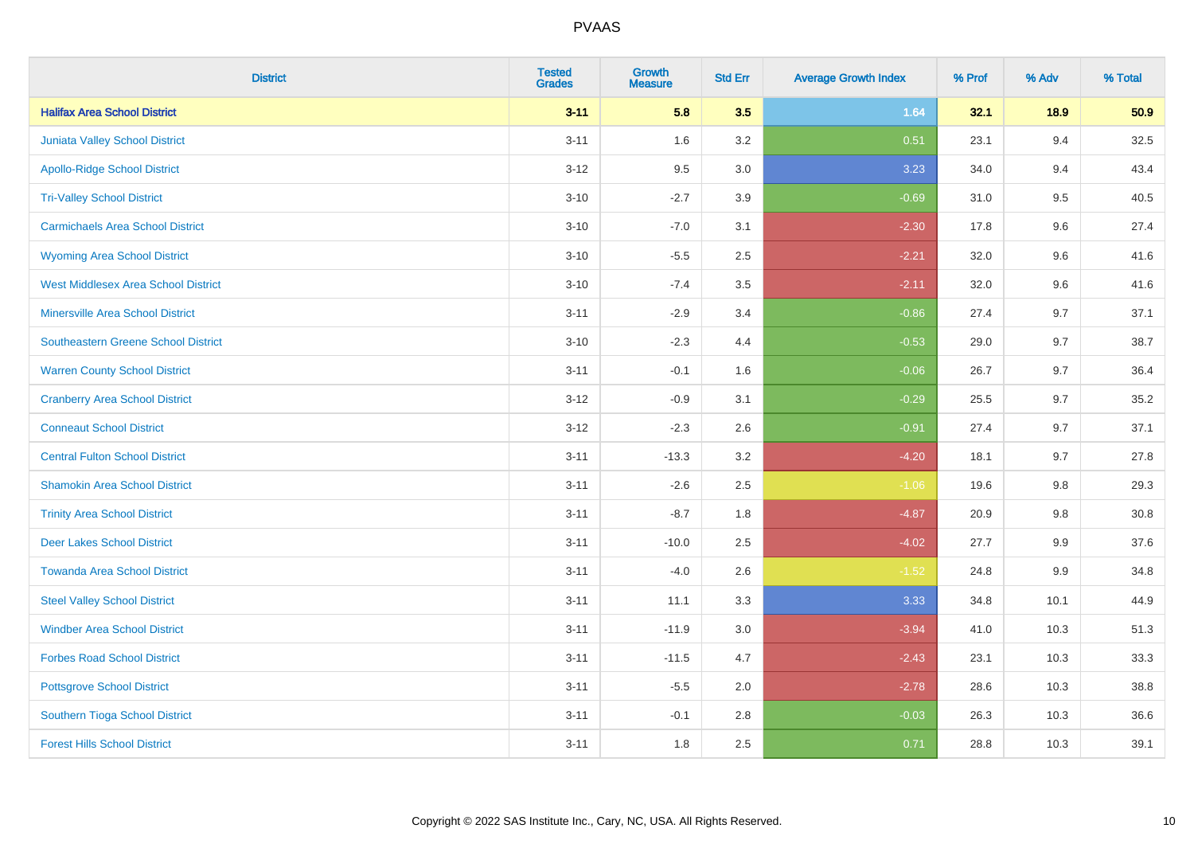| District | Tested Grades | Growth Measure | Std Err | Average Growth Index | % Prof | % Adv | % Total |
|---|---|---|---|---|---|---|---|
| **Halifax Area School District** | **3-11** | **5.8** | **3.5** | **1.64** | **32.1** | **18.9** | **50.9** |
| Juniata Valley School District | 3-11 | 1.6 | 3.2 | 0.51 | 23.1 | 9.4 | 32.5 |
| Apollo-Ridge School District | 3-12 | 9.5 | 3.0 | 3.23 | 34.0 | 9.4 | 43.4 |
| Tri-Valley School District | 3-10 | -2.7 | 3.9 | -0.69 | 31.0 | 9.5 | 40.5 |
| Carmichaels Area School District | 3-10 | -7.0 | 3.1 | -2.30 | 17.8 | 9.6 | 27.4 |
| Wyoming Area School District | 3-10 | -5.5 | 2.5 | -2.21 | 32.0 | 9.6 | 41.6 |
| West Middlesex Area School District | 3-10 | -7.4 | 3.5 | -2.11 | 32.0 | 9.6 | 41.6 |
| Minersville Area School District | 3-11 | -2.9 | 3.4 | -0.86 | 27.4 | 9.7 | 37.1 |
| Southeastern Greene School District | 3-10 | -2.3 | 4.4 | -0.53 | 29.0 | 9.7 | 38.7 |
| Warren County School District | 3-11 | -0.1 | 1.6 | -0.06 | 26.7 | 9.7 | 36.4 |
| Cranberry Area School District | 3-12 | -0.9 | 3.1 | -0.29 | 25.5 | 9.7 | 35.2 |
| Conneaut School District | 3-12 | -2.3 | 2.6 | -0.91 | 27.4 | 9.7 | 37.1 |
| Central Fulton School District | 3-11 | -13.3 | 3.2 | -4.20 | 18.1 | 9.7 | 27.8 |
| Shamokin Area School District | 3-11 | -2.6 | 2.5 | -1.06 | 19.6 | 9.8 | 29.3 |
| Trinity Area School District | 3-11 | -8.7 | 1.8 | -4.87 | 20.9 | 9.8 | 30.8 |
| Deer Lakes School District | 3-11 | -10.0 | 2.5 | -4.02 | 27.7 | 9.9 | 37.6 |
| Towanda Area School District | 3-11 | -4.0 | 2.6 | -1.52 | 24.8 | 9.9 | 34.8 |
| Steel Valley School District | 3-11 | 11.1 | 3.3 | 3.33 | 34.8 | 10.1 | 44.9 |
| Windber Area School District | 3-11 | -11.9 | 3.0 | -3.94 | 41.0 | 10.3 | 51.3 |
| Forbes Road School District | 3-11 | -11.5 | 4.7 | -2.43 | 23.1 | 10.3 | 33.3 |
| Pottsgrove School District | 3-11 | -5.5 | 2.0 | -2.78 | 28.6 | 10.3 | 38.8 |
| Southern Tioga School District | 3-11 | -0.1 | 2.8 | -0.03 | 26.3 | 10.3 | 36.6 |
| Forest Hills School District | 3-11 | 1.8 | 2.5 | 0.71 | 28.8 | 10.3 | 39.1 |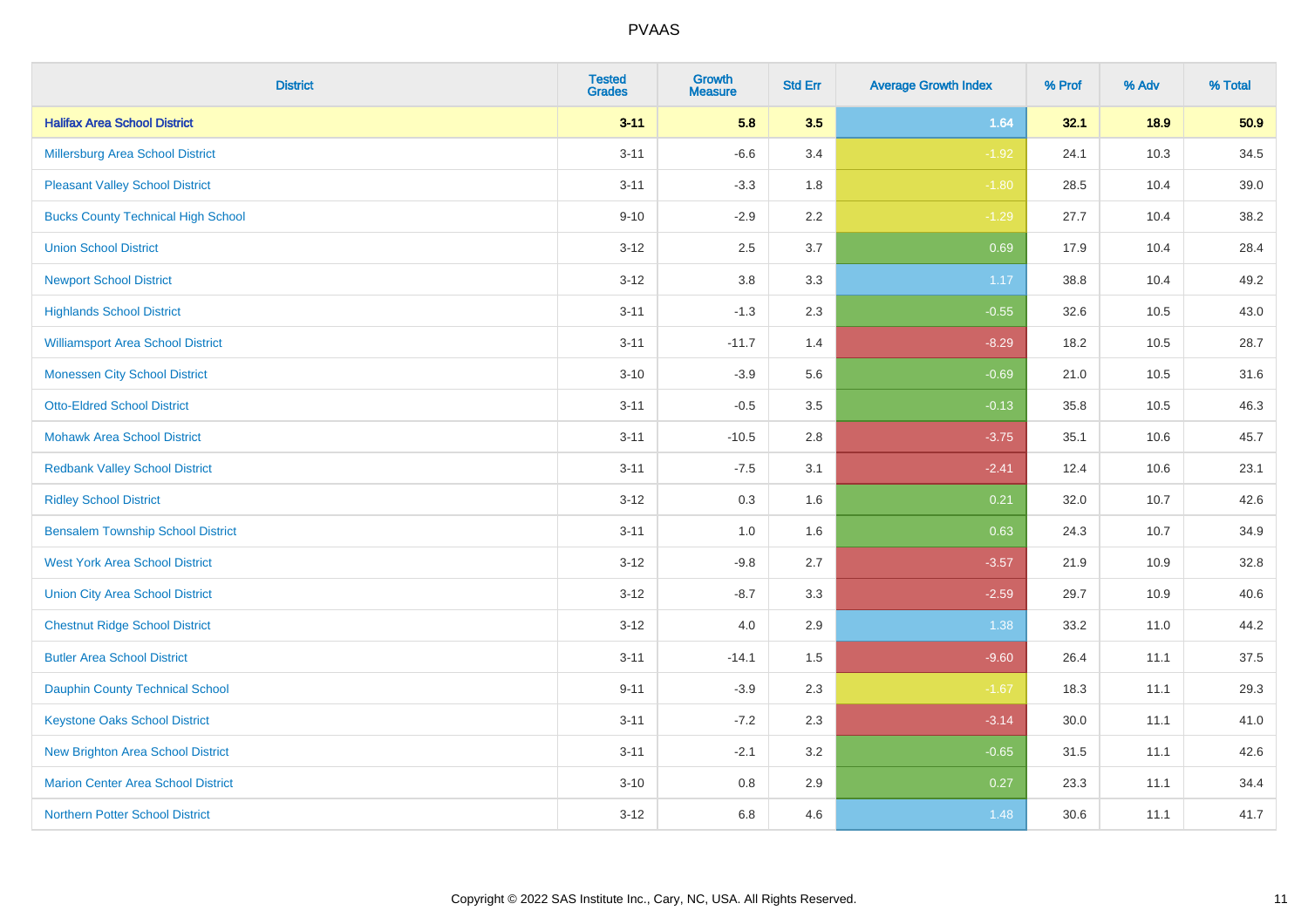# PVAAS

| District | Tested Grades | Growth Measure | Std Err | Average Growth Index | % Prof | % Adv | % Total |
|---|---|---|---|---|---|---|---|
| **Halifax Area School District** | **3-11** | **5.8** | **3.5** | **1.64** | **32.1** | **18.9** | **50.9** |
| Millersburg Area School District | 3-11 | -6.6 | 3.4 | -1.92 | 24.1 | 10.3 | 34.5 |
| Pleasant Valley School District | 3-11 | -3.3 | 1.8 | -1.80 | 28.5 | 10.4 | 39.0 |
| Bucks County Technical High School | 9-10 | -2.9 | 2.2 | -1.29 | 27.7 | 10.4 | 38.2 |
| Union School District | 3-12 | 2.5 | 3.7 | 0.69 | 17.9 | 10.4 | 28.4 |
| Newport School District | 3-12 | 3.8 | 3.3 | 1.17 | 38.8 | 10.4 | 49.2 |
| Highlands School District | 3-11 | -1.3 | 2.3 | -0.55 | 32.6 | 10.5 | 43.0 |
| Williamsport Area School District | 3-11 | -11.7 | 1.4 | -8.29 | 18.2 | 10.5 | 28.7 |
| Monessen City School District | 3-10 | -3.9 | 5.6 | -0.69 | 21.0 | 10.5 | 31.6 |
| Otto-Eldred School District | 3-11 | -0.5 | 3.5 | -0.13 | 35.8 | 10.5 | 46.3 |
| Mohawk Area School District | 3-11 | -10.5 | 2.8 | -3.75 | 35.1 | 10.6 | 45.7 |
| Redbank Valley School District | 3-11 | -7.5 | 3.1 | -2.41 | 12.4 | 10.6 | 23.1 |
| Ridley School District | 3-12 | 0.3 | 1.6 | 0.21 | 32.0 | 10.7 | 42.6 |
| Bensalem Township School District | 3-11 | 1.0 | 1.6 | 0.63 | 24.3 | 10.7 | 34.9 |
| West York Area School District | 3-12 | -9.8 | 2.7 | -3.57 | 21.9 | 10.9 | 32.8 |
| Union City Area School District | 3-12 | -8.7 | 3.3 | -2.59 | 29.7 | 10.9 | 40.6 |
| Chestnut Ridge School District | 3-12 | 4.0 | 2.9 | 1.38 | 33.2 | 11.0 | 44.2 |
| Butler Area School District | 3-11 | -14.1 | 1.5 | -9.60 | 26.4 | 11.1 | 37.5 |
| Dauphin County Technical School | 9-11 | -3.9 | 2.3 | -1.67 | 18.3 | 11.1 | 29.3 |
| Keystone Oaks School District | 3-11 | -7.2 | 2.3 | -3.14 | 30.0 | 11.1 | 41.0 |
| New Brighton Area School District | 3-11 | -2.1 | 3.2 | -0.65 | 31.5 | 11.1 | 42.6 |
| Marion Center Area School District | 3-10 | 0.8 | 2.9 | 0.27 | 23.3 | 11.1 | 34.4 |
| Northern Potter School District | 3-12 | 6.8 | 4.6 | 1.48 | 30.6 | 11.1 | 41.7 |

Copyright © 2022 SAS Institute Inc., Cary, NC, USA. All Rights Reserved.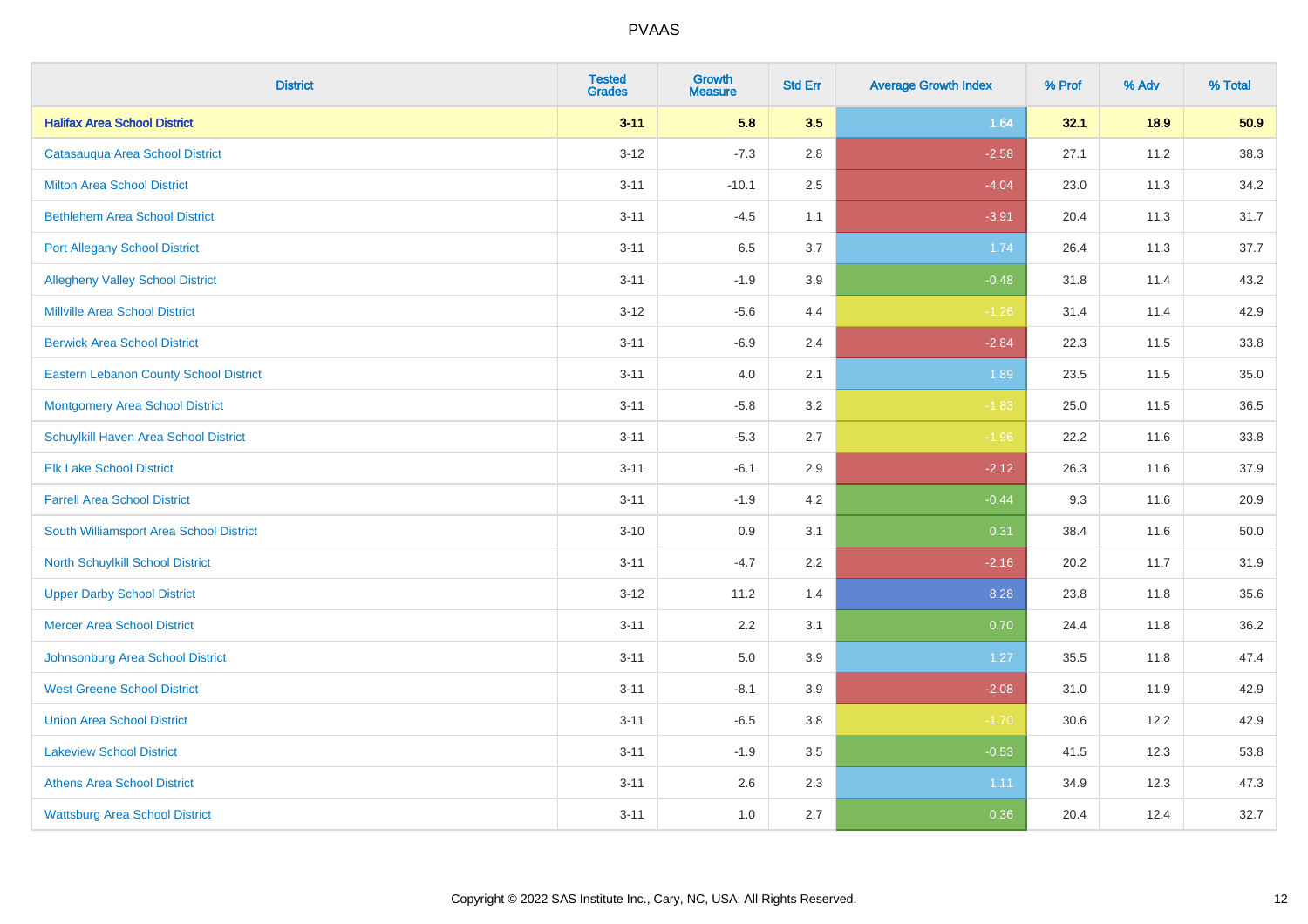| District | Tested Grades | Growth Measure | Std Err | Average Growth Index | % Prof | % Adv | % Total |
|---|---|---|---|---|---|---|---|
| **Halifax Area School District** | **3-11** | **5.8** | **3.5** | **1.64** | **32.1** | **18.9** | **50.9** |
| Catasauqua Area School District | 3-12 | -7.3 | 2.8 | -2.58 | 27.1 | 11.2 | 38.3 |
| Milton Area School District | 3-11 | -10.1 | 2.5 | -4.04 | 23.0 | 11.3 | 34.2 |
| Bethlehem Area School District | 3-11 | -4.5 | 1.1 | -3.91 | 20.4 | 11.3 | 31.7 |
| Port Allegany School District | 3-11 | 6.5 | 3.7 | 1.74 | 26.4 | 11.3 | 37.7 |
| Allegheny Valley School District | 3-11 | -1.9 | 3.9 | -0.48 | 31.8 | 11.4 | 43.2 |
| Millville Area School District | 3-12 | -5.6 | 4.4 | -1.26 | 31.4 | 11.4 | 42.9 |
| Berwick Area School District | 3-11 | -6.9 | 2.4 | -2.84 | 22.3 | 11.5 | 33.8 |
| Eastern Lebanon County School District | 3-11 | 4.0 | 2.1 | 1.89 | 23.5 | 11.5 | 35.0 |
| Montgomery Area School District | 3-11 | -5.8 | 3.2 | -1.83 | 25.0 | 11.5 | 36.5 |
| Schuylkill Haven Area School District | 3-11 | -5.3 | 2.7 | -1.96 | 22.2 | 11.6 | 33.8 |
| Elk Lake School District | 3-11 | -6.1 | 2.9 | -2.12 | 26.3 | 11.6 | 37.9 |
| Farrell Area School District | 3-11 | -1.9 | 4.2 | -0.44 | 9.3 | 11.6 | 20.9 |
| South Williamsport Area School District | 3-10 | 0.9 | 3.1 | 0.31 | 38.4 | 11.6 | 50.0 |
| North Schuylkill School District | 3-11 | -4.7 | 2.2 | -2.16 | 20.2 | 11.7 | 31.9 |
| Upper Darby School District | 3-12 | 11.2 | 1.4 | 8.28 | 23.8 | 11.8 | 35.6 |
| Mercer Area School District | 3-11 | 2.2 | 3.1 | 0.70 | 24.4 | 11.8 | 36.2 |
| Johnsonburg Area School District | 3-11 | 5.0 | 3.9 | 1.27 | 35.5 | 11.8 | 47.4 |
| West Greene School District | 3-11 | -8.1 | 3.9 | -2.08 | 31.0 | 11.9 | 42.9 |
| Union Area School District | 3-11 | -6.5 | 3.8 | -1.70 | 30.6 | 12.2 | 42.9 |
| Lakeview School District | 3-11 | -1.9 | 3.5 | -0.53 | 41.5 | 12.3 | 53.8 |
| Athens Area School District | 3-11 | 2.6 | 2.3 | 1.11 | 34.9 | 12.3 | 47.3 |
| Wattsburg Area School District | 3-11 | 1.0 | 2.7 | 0.36 | 20.4 | 12.4 | 32.7 |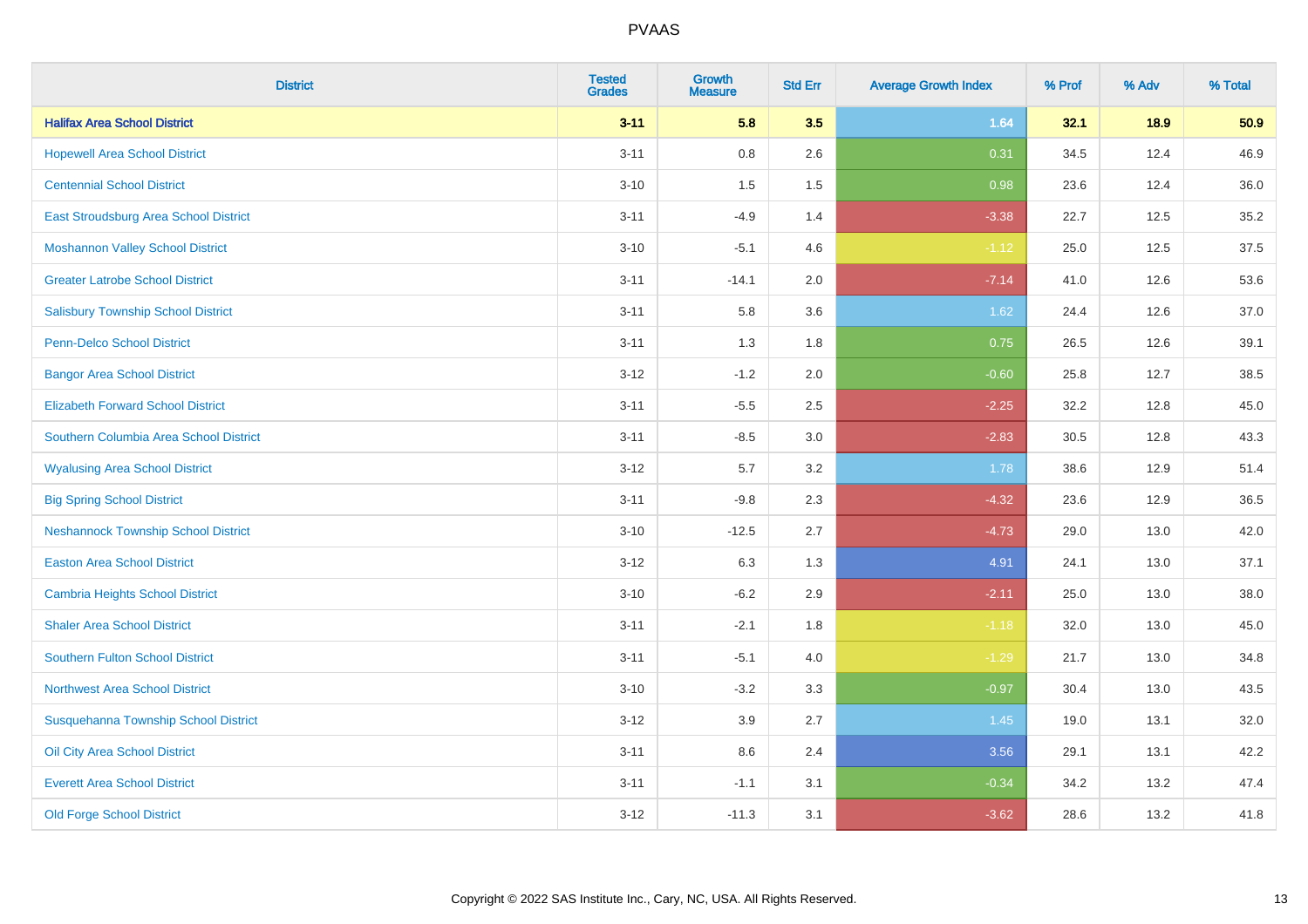# PVAAS

| District | Tested Grades | Growth Measure | Std Err | Average Growth Index | % Prof | % Adv | % Total |
|---|---|---|---|---|---|---|---|
| **Halifax Area School District** | **3-11** | **5.8** | **3.5** | **1.64** | **32.1** | **18.9** | **50.9** |
| Hopewell Area School District | 3-11 | 0.8 | 2.6 | 0.31 | 34.5 | 12.4 | 46.9 |
| Centennial School District | 3-10 | 1.5 | 1.5 | 0.98 | 23.6 | 12.4 | 36.0 |
| East Stroudsburg Area School District | 3-11 | -4.9 | 1.4 | -3.38 | 22.7 | 12.5 | 35.2 |
| Moshannon Valley School District | 3-10 | -5.1 | 4.6 | -1.12 | 25.0 | 12.5 | 37.5 |
| Greater Latrobe School District | 3-11 | -14.1 | 2.0 | -7.14 | 41.0 | 12.6 | 53.6 |
| Salisbury Township School District | 3-11 | 5.8 | 3.6 | 1.62 | 24.4 | 12.6 | 37.0 |
| Penn-Delco School District | 3-11 | 1.3 | 1.8 | 0.75 | 26.5 | 12.6 | 39.1 |
| Bangor Area School District | 3-12 | -1.2 | 2.0 | -0.60 | 25.8 | 12.7 | 38.5 |
| Elizabeth Forward School District | 3-11 | -5.5 | 2.5 | -2.25 | 32.2 | 12.8 | 45.0 |
| Southern Columbia Area School District | 3-11 | -8.5 | 3.0 | -2.83 | 30.5 | 12.8 | 43.3 |
| Wyalusing Area School District | 3-12 | 5.7 | 3.2 | 1.78 | 38.6 | 12.9 | 51.4 |
| Big Spring School District | 3-11 | -9.8 | 2.3 | -4.32 | 23.6 | 12.9 | 36.5 |
| Neshannock Township School District | 3-10 | -12.5 | 2.7 | -4.73 | 29.0 | 13.0 | 42.0 |
| Easton Area School District | 3-12 | 6.3 | 1.3 | 4.91 | 24.1 | 13.0 | 37.1 |
| Cambria Heights School District | 3-10 | -6.2 | 2.9 | -2.11 | 25.0 | 13.0 | 38.0 |
| Shaler Area School District | 3-11 | -2.1 | 1.8 | -1.18 | 32.0 | 13.0 | 45.0 |
| Southern Fulton School District | 3-11 | -5.1 | 4.0 | -1.29 | 21.7 | 13.0 | 34.8 |
| Northwest Area School District | 3-10 | -3.2 | 3.3 | -0.97 | 30.4 | 13.0 | 43.5 |
| Susquehanna Township School District | 3-12 | 3.9 | 2.7 | 1.45 | 19.0 | 13.1 | 32.0 |
| Oil City Area School District | 3-11 | 8.6 | 2.4 | 3.56 | 29.1 | 13.1 | 42.2 |
| Everett Area School District | 3-11 | -1.1 | 3.1 | -0.34 | 34.2 | 13.2 | 47.4 |
| Old Forge School District | 3-12 | -11.3 | 3.1 | -3.62 | 28.6 | 13.2 | 41.8 |

Copyright © 2022 SAS Institute Inc., Cary, NC, USA. All Rights Reserved.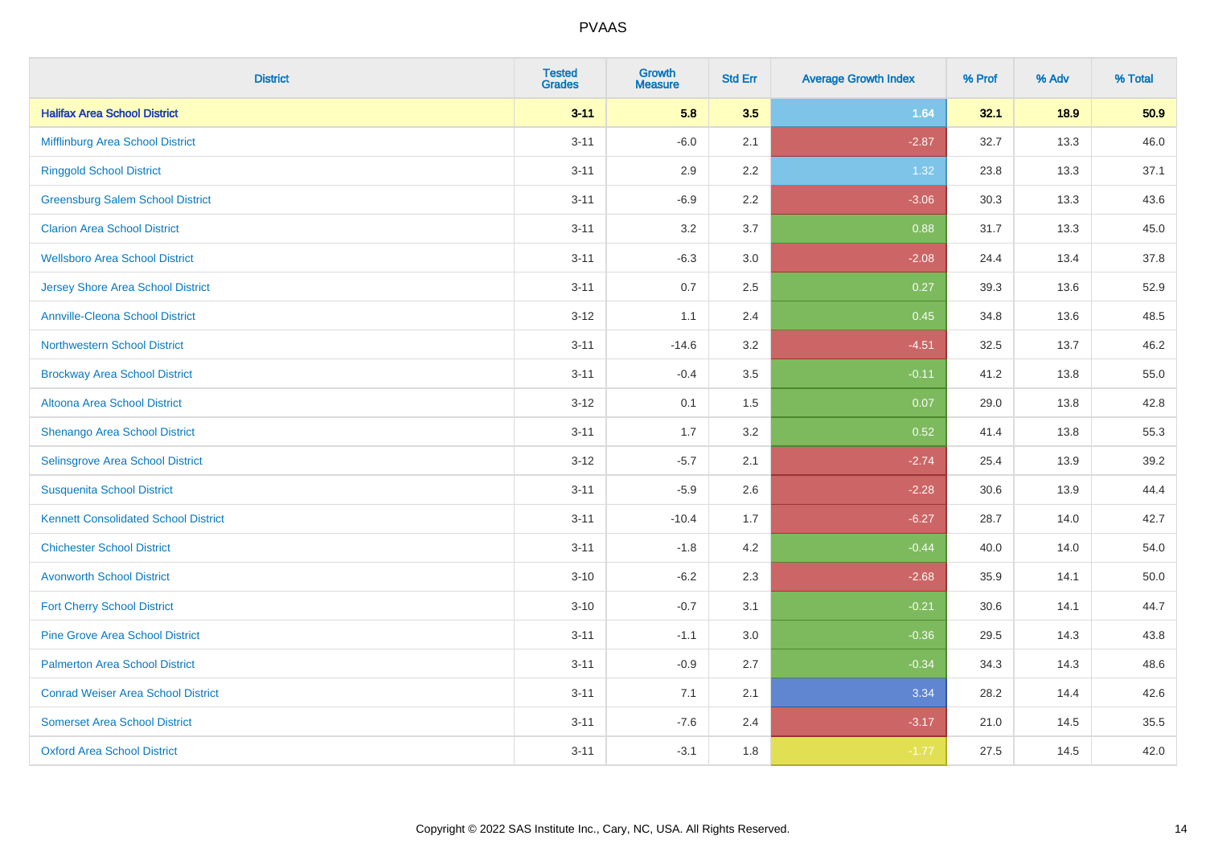# PVAAS

| District | Tested Grades | Growth Measure | Std Err | Average Growth Index | % Prof | % Adv | % Total |
|---|---|---|---|---|---|---|---|
| **Halifax Area School District** | **3-11** | **5.8** | **3.5** | **1.64** | **32.1** | **18.9** | **50.9** |
| Mifflinburg Area School District | 3-11 | -6.0 | 2.1 | -2.87 | 32.7 | 13.3 | 46.0 |
| Ringgold School District | 3-11 | 2.9 | 2.2 | 1.32 | 23.8 | 13.3 | 37.1 |
| Greensburg Salem School District | 3-11 | -6.9 | 2.2 | -3.06 | 30.3 | 13.3 | 43.6 |
| Clarion Area School District | 3-11 | 3.2 | 3.7 | 0.88 | 31.7 | 13.3 | 45.0 |
| Wellsboro Area School District | 3-11 | -6.3 | 3.0 | -2.08 | 24.4 | 13.4 | 37.8 |
| Jersey Shore Area School District | 3-11 | 0.7 | 2.5 | 0.27 | 39.3 | 13.6 | 52.9 |
| Annville-Cleona School District | 3-12 | 1.1 | 2.4 | 0.45 | 34.8 | 13.6 | 48.5 |
| Northwestern School District | 3-11 | -14.6 | 3.2 | -4.51 | 32.5 | 13.7 | 46.2 |
| Brockway Area School District | 3-11 | -0.4 | 3.5 | -0.11 | 41.2 | 13.8 | 55.0 |
| Altoona Area School District | 3-12 | 0.1 | 1.5 | 0.07 | 29.0 | 13.8 | 42.8 |
| Shenango Area School District | 3-11 | 1.7 | 3.2 | 0.52 | 41.4 | 13.8 | 55.3 |
| Selinsgrove Area School District | 3-12 | -5.7 | 2.1 | -2.74 | 25.4 | 13.9 | 39.2 |
| Susquenita School District | 3-11 | -5.9 | 2.6 | -2.28 | 30.6 | 13.9 | 44.4 |
| Kennett Consolidated School District | 3-11 | -10.4 | 1.7 | -6.27 | 28.7 | 14.0 | 42.7 |
| Chichester School District | 3-11 | -1.8 | 4.2 | -0.44 | 40.0 | 14.0 | 54.0 |
| Avonworth School District | 3-10 | -6.2 | 2.3 | -2.68 | 35.9 | 14.1 | 50.0 |
| Fort Cherry School District | 3-10 | -0.7 | 3.1 | -0.21 | 30.6 | 14.1 | 44.7 |
| Pine Grove Area School District | 3-11 | -1.1 | 3.0 | -0.36 | 29.5 | 14.3 | 43.8 |
| Palmerton Area School District | 3-11 | -0.9 | 2.7 | -0.34 | 34.3 | 14.3 | 48.6 |
| Conrad Weiser Area School District | 3-11 | 7.1 | 2.1 | 3.34 | 28.2 | 14.4 | 42.6 |
| Somerset Area School District | 3-11 | -7.6 | 2.4 | -3.17 | 21.0 | 14.5 | 35.5 |
| Oxford Area School District | 3-11 | -3.1 | 1.8 | -1.77 | 27.5 | 14.5 | 42.0 |

Copyright © 2022 SAS Institute Inc., Cary, NC, USA. All Rights Reserved.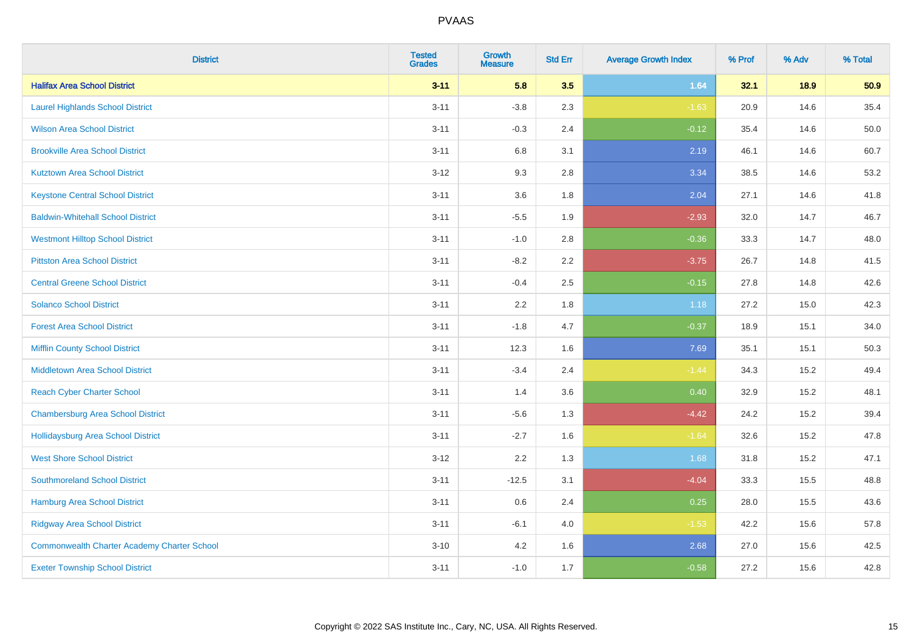| District | Tested Grades | Growth Measure | Std Err | Average Growth Index | % Prof | % Adv | % Total |
|---|---|---|---|---|---|---|---|
| **Halifax Area School District** | **3-11** | **5.8** | **3.5** | **1.64** | **32.1** | **18.9** | **50.9** |
| Laurel Highlands School District | 3-11 | -3.8 | 2.3 | -1.63 | 20.9 | 14.6 | 35.4 |
| Wilson Area School District | 3-11 | -0.3 | 2.4 | -0.12 | 35.4 | 14.6 | 50.0 |
| Brookville Area School District | 3-11 | 6.8 | 3.1 | 2.19 | 46.1 | 14.6 | 60.7 |
| Kutztown Area School District | 3-12 | 9.3 | 2.8 | 3.34 | 38.5 | 14.6 | 53.2 |
| Keystone Central School District | 3-11 | 3.6 | 1.8 | 2.04 | 27.1 | 14.6 | 41.8 |
| Baldwin-Whitehall School District | 3-11 | -5.5 | 1.9 | -2.93 | 32.0 | 14.7 | 46.7 |
| Westmont Hilltop School District | 3-11 | -1.0 | 2.8 | -0.36 | 33.3 | 14.7 | 48.0 |
| Pittston Area School District | 3-11 | -8.2 | 2.2 | -3.75 | 26.7 | 14.8 | 41.5 |
| Central Greene School District | 3-11 | -0.4 | 2.5 | -0.15 | 27.8 | 14.8 | 42.6 |
| Solanco School District | 3-11 | 2.2 | 1.8 | 1.18 | 27.2 | 15.0 | 42.3 |
| Forest Area School District | 3-11 | -1.8 | 4.7 | -0.37 | 18.9 | 15.1 | 34.0 |
| Mifflin County School District | 3-11 | 12.3 | 1.6 | 7.69 | 35.1 | 15.1 | 50.3 |
| Middletown Area School District | 3-11 | -3.4 | 2.4 | -1.44 | 34.3 | 15.2 | 49.4 |
| Reach Cyber Charter School | 3-11 | 1.4 | 3.6 | 0.40 | 32.9 | 15.2 | 48.1 |
| Chambersburg Area School District | 3-11 | -5.6 | 1.3 | -4.42 | 24.2 | 15.2 | 39.4 |
| Hollidaysburg Area School District | 3-11 | -2.7 | 1.6 | -1.64 | 32.6 | 15.2 | 47.8 |
| West Shore School District | 3-12 | 2.2 | 1.3 | 1.68 | 31.8 | 15.2 | 47.1 |
| Southmoreland School District | 3-11 | -12.5 | 3.1 | -4.04 | 33.3 | 15.5 | 48.8 |
| Hamburg Area School District | 3-11 | 0.6 | 2.4 | 0.25 | 28.0 | 15.5 | 43.6 |
| Ridgway Area School District | 3-11 | -6.1 | 4.0 | -1.53 | 42.2 | 15.6 | 57.8 |
| Commonwealth Charter Academy Charter School | 3-10 | 4.2 | 1.6 | 2.68 | 27.0 | 15.6 | 42.5 |
| Exeter Township School District | 3-11 | -1.0 | 1.7 | -0.58 | 27.2 | 15.6 | 42.8 |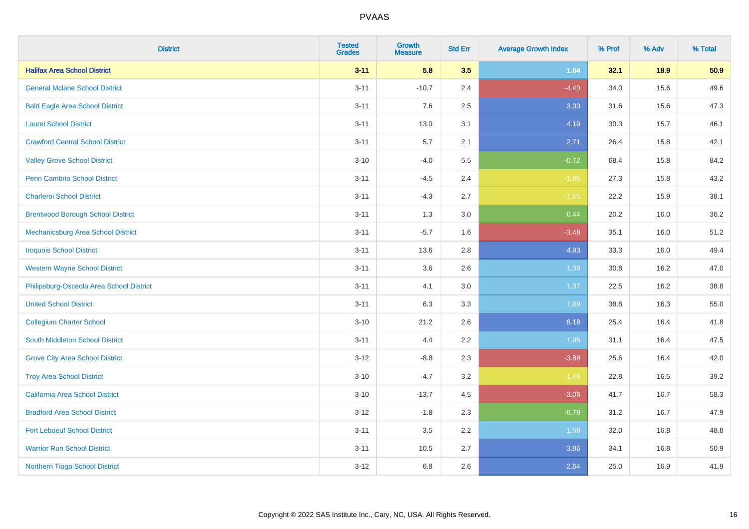| District | Tested Grades | Growth Measure | Std Err | Average Growth Index | % Prof | % Adv | % Total |
|---|---|---|---|---|---|---|---|
| **Halifax Area School District** | **3-11** | **5.8** | **3.5** | **1.64** | **32.1** | **18.9** | **50.9** |
| General Mclane School District | 3-11 | -10.7 | 2.4 | -4.40 | 34.0 | 15.6 | 49.6 |
| Bald Eagle Area School District | 3-11 | 7.6 | 2.5 | 3.00 | 31.6 | 15.6 | 47.3 |
| Laurel School District | 3-11 | 13.0 | 3.1 | 4.19 | 30.3 | 15.7 | 46.1 |
| Crawford Central School District | 3-11 | 5.7 | 2.1 | 2.71 | 26.4 | 15.8 | 42.1 |
| Valley Grove School District | 3-10 | -4.0 | 5.5 | -0.72 | 68.4 | 15.8 | 84.2 |
| Penn Cambria School District | 3-11 | -4.5 | 2.4 | -1.86 | 27.3 | 15.8 | 43.2 |
| Charleroi School District | 3-11 | -4.3 | 2.7 | -1.55 | 22.2 | 15.9 | 38.1 |
| Brentwood Borough School District | 3-11 | 1.3 | 3.0 | 0.44 | 20.2 | 16.0 | 36.2 |
| Mechanicsburg Area School District | 3-11 | -5.7 | 1.6 | -3.48 | 35.1 | 16.0 | 51.2 |
| Iroquois School District | 3-11 | 13.6 | 2.8 | 4.83 | 33.3 | 16.0 | 49.4 |
| Western Wayne School District | 3-11 | 3.6 | 2.6 | 1.39 | 30.8 | 16.2 | 47.0 |
| Philipsburg-Osceola Area School District | 3-11 | 4.1 | 3.0 | 1.37 | 22.5 | 16.2 | 38.8 |
| United School District | 3-11 | 6.3 | 3.3 | 1.89 | 38.8 | 16.3 | 55.0 |
| Collegium Charter School | 3-10 | 21.2 | 2.6 | 8.18 | 25.4 | 16.4 | 41.8 |
| South Middleton School District | 3-11 | 4.4 | 2.2 | 1.95 | 31.1 | 16.4 | 47.5 |
| Grove City Area School District | 3-12 | -8.8 | 2.3 | -3.89 | 25.6 | 16.4 | 42.0 |
| Troy Area School District | 3-10 | -4.7 | 3.2 | -1.46 | 22.8 | 16.5 | 39.2 |
| California Area School District | 3-10 | -13.7 | 4.5 | -3.06 | 41.7 | 16.7 | 58.3 |
| Bradford Area School District | 3-12 | -1.8 | 2.3 | -0.79 | 31.2 | 16.7 | 47.9 |
| Fort Leboeuf School District | 3-11 | 3.5 | 2.2 | 1.58 | 32.0 | 16.8 | 48.8 |
| Warrior Run School District | 3-11 | 10.5 | 2.7 | 3.86 | 34.1 | 16.8 | 50.9 |
| Northern Tioga School District | 3-12 | 6.8 | 2.6 | 2.64 | 25.0 | 16.9 | 41.9 |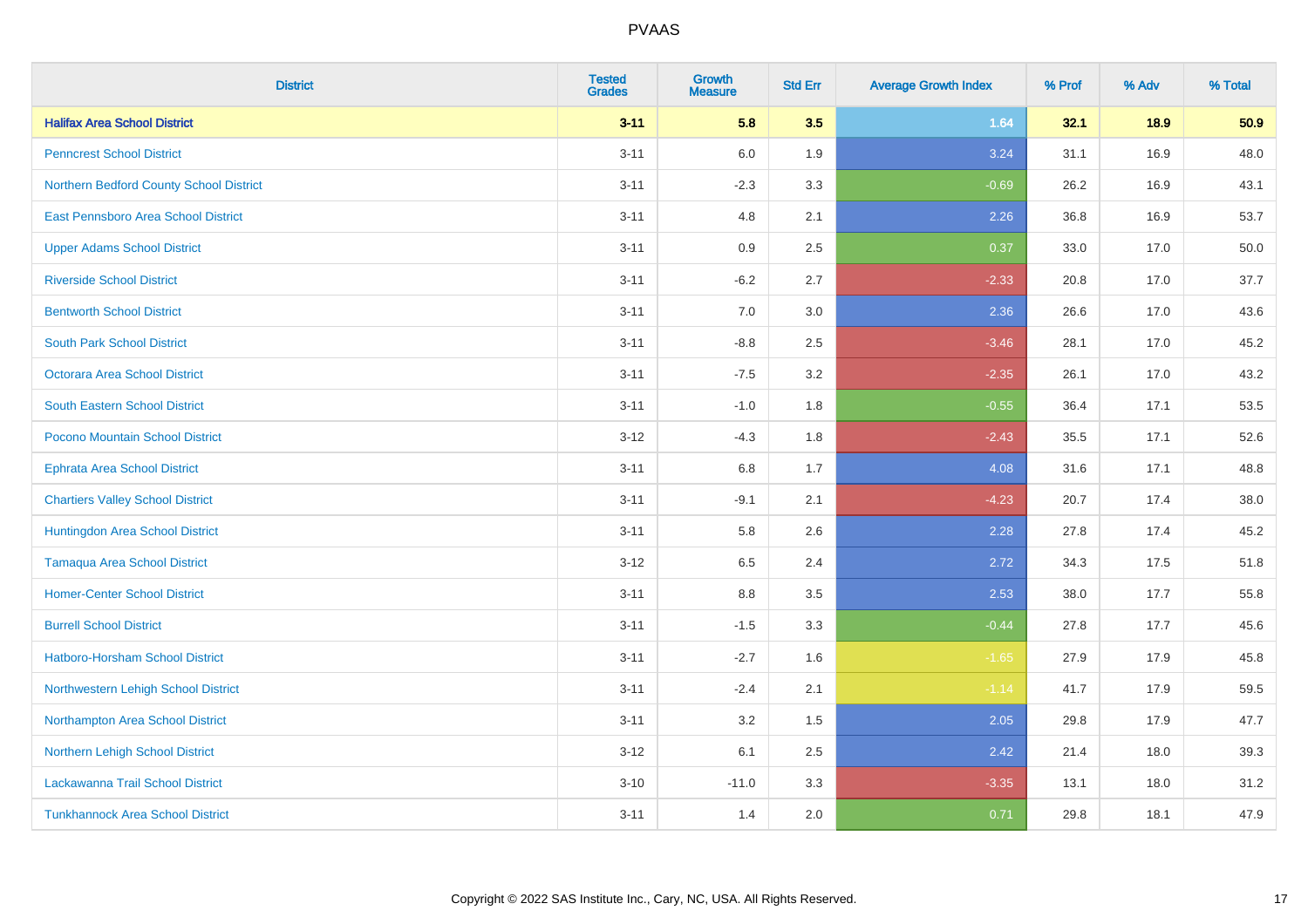# PVAAS

| District | Tested Grades | Growth Measure | Std Err | Average Growth Index | % Prof | % Adv | % Total |
|---|---|---|---|---|---|---|---|
| **Halifax Area School District** | **3-11** | **5.8** | **3.5** | **1.64** | **32.1** | **18.9** | **50.9** |
| Penncrest School District | 3-11 | 6.0 | 1.9 | 3.24 | 31.1 | 16.9 | 48.0 |
| Northern Bedford County School District | 3-11 | -2.3 | 3.3 | -0.69 | 26.2 | 16.9 | 43.1 |
| East Pennsboro Area School District | 3-11 | 4.8 | 2.1 | 2.26 | 36.8 | 16.9 | 53.7 |
| Upper Adams School District | 3-11 | 0.9 | 2.5 | 0.37 | 33.0 | 17.0 | 50.0 |
| Riverside School District | 3-11 | -6.2 | 2.7 | -2.33 | 20.8 | 17.0 | 37.7 |
| Bentworth School District | 3-11 | 7.0 | 3.0 | 2.36 | 26.6 | 17.0 | 43.6 |
| South Park School District | 3-11 | -8.8 | 2.5 | -3.46 | 28.1 | 17.0 | 45.2 |
| Octorara Area School District | 3-11 | -7.5 | 3.2 | -2.35 | 26.1 | 17.0 | 43.2 |
| South Eastern School District | 3-11 | -1.0 | 1.8 | -0.55 | 36.4 | 17.1 | 53.5 |
| Pocono Mountain School District | 3-12 | -4.3 | 1.8 | -2.43 | 35.5 | 17.1 | 52.6 |
| Ephrata Area School District | 3-11 | 6.8 | 1.7 | 4.08 | 31.6 | 17.1 | 48.8 |
| Chartiers Valley School District | 3-11 | -9.1 | 2.1 | -4.23 | 20.7 | 17.4 | 38.0 |
| Huntingdon Area School District | 3-11 | 5.8 | 2.6 | 2.28 | 27.8 | 17.4 | 45.2 |
| Tamaqua Area School District | 3-12 | 6.5 | 2.4 | 2.72 | 34.3 | 17.5 | 51.8 |
| Homer-Center School District | 3-11 | 8.8 | 3.5 | 2.53 | 38.0 | 17.7 | 55.8 |
| Burrell School District | 3-11 | -1.5 | 3.3 | -0.44 | 27.8 | 17.7 | 45.6 |
| Hatboro-Horsham School District | 3-11 | -2.7 | 1.6 | -1.65 | 27.9 | 17.9 | 45.8 |
| Northwestern Lehigh School District | 3-11 | -2.4 | 2.1 | -1.14 | 41.7 | 17.9 | 59.5 |
| Northampton Area School District | 3-11 | 3.2 | 1.5 | 2.05 | 29.8 | 17.9 | 47.7 |
| Northern Lehigh School District | 3-12 | 6.1 | 2.5 | 2.42 | 21.4 | 18.0 | 39.3 |
| Lackawanna Trail School District | 3-10 | -11.0 | 3.3 | -3.35 | 13.1 | 18.0 | 31.2 |
| Tunkhannock Area School District | 3-11 | 1.4 | 2.0 | 0.71 | 29.8 | 18.1 | 47.9 |

Copyright © 2022 SAS Institute Inc., Cary, NC, USA. All Rights Reserved.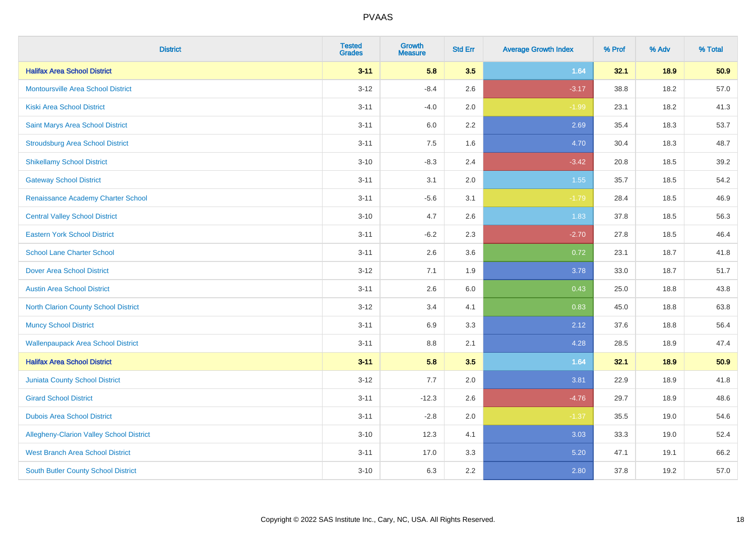| District | Tested Grades | Growth Measure | Std Err | Average Growth Index | % Prof | % Adv | % Total |
|---|---|---|---|---|---|---|---|
| **Halifax Area School District** | **3-11** | **5.8** | **3.5** | **1.64** | **32.1** | **18.9** | **50.9** |
| Montoursville Area School District | 3-12 | -8.4 | 2.6 | -3.17 | 38.8 | 18.2 | 57.0 |
| Kiski Area School District | 3-11 | -4.0 | 2.0 | -1.99 | 23.1 | 18.2 | 41.3 |
| Saint Marys Area School District | 3-11 | 6.0 | 2.2 | 2.69 | 35.4 | 18.3 | 53.7 |
| Stroudsburg Area School District | 3-11 | 7.5 | 1.6 | 4.70 | 30.4 | 18.3 | 48.7 |
| Shikellamy School District | 3-10 | -8.3 | 2.4 | -3.42 | 20.8 | 18.5 | 39.2 |
| Gateway School District | 3-11 | 3.1 | 2.0 | 1.55 | 35.7 | 18.5 | 54.2 |
| Renaissance Academy Charter School | 3-11 | -5.6 | 3.1 | -1.79 | 28.4 | 18.5 | 46.9 |
| Central Valley School District | 3-10 | 4.7 | 2.6 | 1.83 | 37.8 | 18.5 | 56.3 |
| Eastern York School District | 3-11 | -6.2 | 2.3 | -2.70 | 27.8 | 18.5 | 46.4 |
| School Lane Charter School | 3-11 | 2.6 | 3.6 | 0.72 | 23.1 | 18.7 | 41.8 |
| Dover Area School District | 3-12 | 7.1 | 1.9 | 3.78 | 33.0 | 18.7 | 51.7 |
| Austin Area School District | 3-11 | 2.6 | 6.0 | 0.43 | 25.0 | 18.8 | 43.8 |
| North Clarion County School District | 3-12 | 3.4 | 4.1 | 0.83 | 45.0 | 18.8 | 63.8 |
| Muncy School District | 3-11 | 6.9 | 3.3 | 2.12 | 37.6 | 18.8 | 56.4 |
| Wallenpaupack Area School District | 3-11 | 8.8 | 2.1 | 4.28 | 28.5 | 18.9 | 47.4 |
| **Halifax Area School District** | **3-11** | **5.8** | **3.5** | **1.64** | **32.1** | **18.9** | **50.9** |
| Juniata County School District | 3-12 | 7.7 | 2.0 | 3.81 | 22.9 | 18.9 | 41.8 |
| Girard School District | 3-11 | -12.3 | 2.6 | -4.76 | 29.7 | 18.9 | 48.6 |
| Dubois Area School District | 3-11 | -2.8 | 2.0 | -1.37 | 35.5 | 19.0 | 54.6 |
| Allegheny-Clarion Valley School District | 3-10 | 12.3 | 4.1 | 3.03 | 33.3 | 19.0 | 52.4 |
| West Branch Area School District | 3-11 | 17.0 | 3.3 | 5.20 | 47.1 | 19.1 | 66.2 |
| South Butler County School District | 3-10 | 6.3 | 2.2 | 2.80 | 37.8 | 19.2 | 57.0 |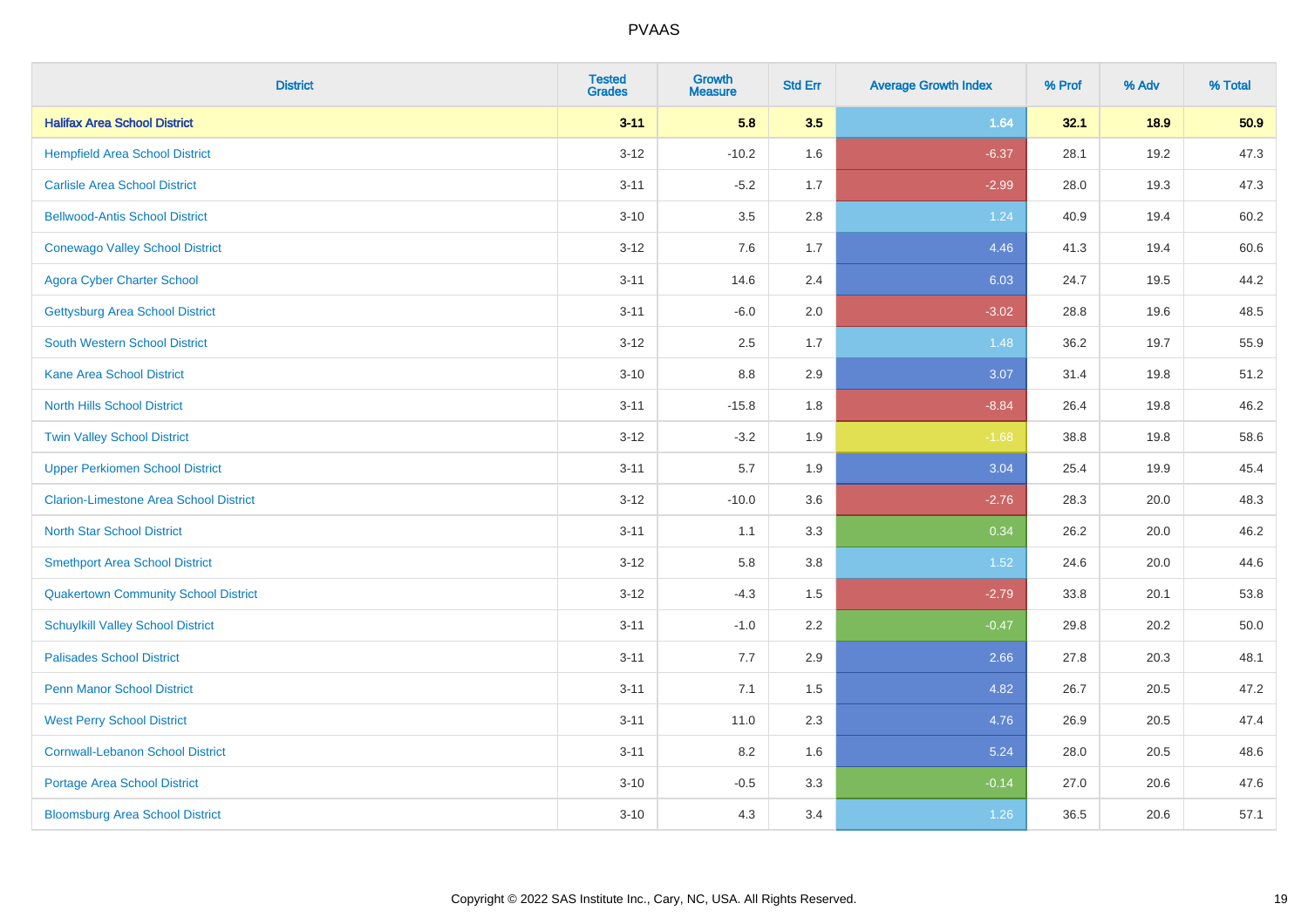# PVAAS

| District | Tested Grades | Growth Measure | Std Err | Average Growth Index | % Prof | % Adv | % Total |
|---|---|---|---|---|---|---|---|
| **Halifax Area School District** | **3-11** | **5.8** | **3.5** | **1.64** | **32.1** | **18.9** | **50.9** |
| Hempfield Area School District | 3-12 | -10.2 | 1.6 | -6.37 | 28.1 | 19.2 | 47.3 |
| Carlisle Area School District | 3-11 | -5.2 | 1.7 | -2.99 | 28.0 | 19.3 | 47.3 |
| Bellwood-Antis School District | 3-10 | 3.5 | 2.8 | 1.24 | 40.9 | 19.4 | 60.2 |
| Conewago Valley School District | 3-12 | 7.6 | 1.7 | 4.46 | 41.3 | 19.4 | 60.6 |
| Agora Cyber Charter School | 3-11 | 14.6 | 2.4 | 6.03 | 24.7 | 19.5 | 44.2 |
| Gettysburg Area School District | 3-11 | -6.0 | 2.0 | -3.02 | 28.8 | 19.6 | 48.5 |
| South Western School District | 3-12 | 2.5 | 1.7 | 1.48 | 36.2 | 19.7 | 55.9 |
| Kane Area School District | 3-10 | 8.8 | 2.9 | 3.07 | 31.4 | 19.8 | 51.2 |
| North Hills School District | 3-11 | -15.8 | 1.8 | -8.84 | 26.4 | 19.8 | 46.2 |
| Twin Valley School District | 3-12 | -3.2 | 1.9 | -1.68 | 38.8 | 19.8 | 58.6 |
| Upper Perkiomen School District | 3-11 | 5.7 | 1.9 | 3.04 | 25.4 | 19.9 | 45.4 |
| Clarion-Limestone Area School District | 3-12 | -10.0 | 3.6 | -2.76 | 28.3 | 20.0 | 48.3 |
| North Star School District | 3-11 | 1.1 | 3.3 | 0.34 | 26.2 | 20.0 | 46.2 |
| Smethport Area School District | 3-12 | 5.8 | 3.8 | 1.52 | 24.6 | 20.0 | 44.6 |
| Quakertown Community School District | 3-12 | -4.3 | 1.5 | -2.79 | 33.8 | 20.1 | 53.8 |
| Schuylkill Valley School District | 3-11 | -1.0 | 2.2 | -0.47 | 29.8 | 20.2 | 50.0 |
| Palisades School District | 3-11 | 7.7 | 2.9 | 2.66 | 27.8 | 20.3 | 48.1 |
| Penn Manor School District | 3-11 | 7.1 | 1.5 | 4.82 | 26.7 | 20.5 | 47.2 |
| West Perry School District | 3-11 | 11.0 | 2.3 | 4.76 | 26.9 | 20.5 | 47.4 |
| Cornwall-Lebanon School District | 3-11 | 8.2 | 1.6 | 5.24 | 28.0 | 20.5 | 48.6 |
| Portage Area School District | 3-10 | -0.5 | 3.3 | -0.14 | 27.0 | 20.6 | 47.6 |
| Bloomsburg Area School District | 3-10 | 4.3 | 3.4 | 1.26 | 36.5 | 20.6 | 57.1 |

Copyright © 2022 SAS Institute Inc., Cary, NC, USA. All Rights Reserved.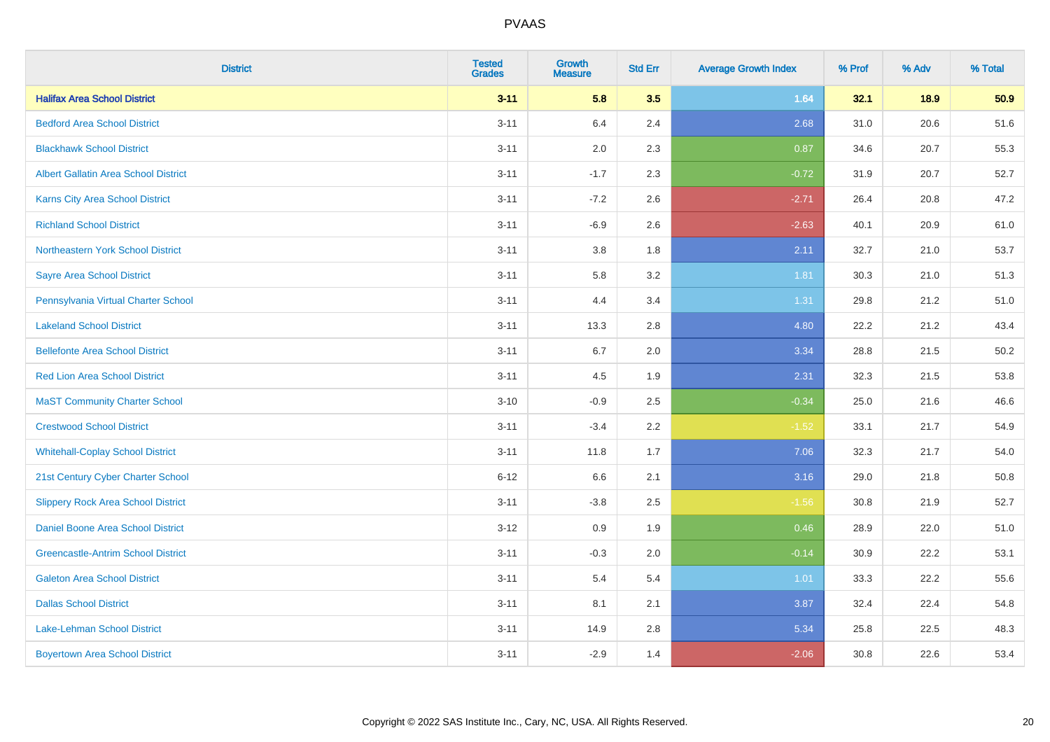| District | Tested Grades | Growth Measure | Std Err | Average Growth Index | % Prof | % Adv | % Total |
|---|---|---|---|---|---|---|---|
| **Halifax Area School District** | **3-11** | **5.8** | **3.5** | **1.64** | **32.1** | **18.9** | **50.9** |
| Bedford Area School District | 3-11 | 6.4 | 2.4 | 2.68 | 31.0 | 20.6 | 51.6 |
| Blackhawk School District | 3-11 | 2.0 | 2.3 | 0.87 | 34.6 | 20.7 | 55.3 |
| Albert Gallatin Area School District | 3-11 | -1.7 | 2.3 | -0.72 | 31.9 | 20.7 | 52.7 |
| Karns City Area School District | 3-11 | -7.2 | 2.6 | -2.71 | 26.4 | 20.8 | 47.2 |
| Richland School District | 3-11 | -6.9 | 2.6 | -2.63 | 40.1 | 20.9 | 61.0 |
| Northeastern York School District | 3-11 | 3.8 | 1.8 | 2.11 | 32.7 | 21.0 | 53.7 |
| Sayre Area School District | 3-11 | 5.8 | 3.2 | 1.81 | 30.3 | 21.0 | 51.3 |
| Pennsylvania Virtual Charter School | 3-11 | 4.4 | 3.4 | 1.31 | 29.8 | 21.2 | 51.0 |
| Lakeland School District | 3-11 | 13.3 | 2.8 | 4.80 | 22.2 | 21.2 | 43.4 |
| Bellefonte Area School District | 3-11 | 6.7 | 2.0 | 3.34 | 28.8 | 21.5 | 50.2 |
| Red Lion Area School District | 3-11 | 4.5 | 1.9 | 2.31 | 32.3 | 21.5 | 53.8 |
| MaST Community Charter School | 3-10 | -0.9 | 2.5 | -0.34 | 25.0 | 21.6 | 46.6 |
| Crestwood School District | 3-11 | -3.4 | 2.2 | -1.52 | 33.1 | 21.7 | 54.9 |
| Whitehall-Coplay School District | 3-11 | 11.8 | 1.7 | 7.06 | 32.3 | 21.7 | 54.0 |
| 21st Century Cyber Charter School | 6-12 | 6.6 | 2.1 | 3.16 | 29.0 | 21.8 | 50.8 |
| Slippery Rock Area School District | 3-11 | -3.8 | 2.5 | -1.56 | 30.8 | 21.9 | 52.7 |
| Daniel Boone Area School District | 3-12 | 0.9 | 1.9 | 0.46 | 28.9 | 22.0 | 51.0 |
| Greencastle-Antrim School District | 3-11 | -0.3 | 2.0 | -0.14 | 30.9 | 22.2 | 53.1 |
| Galeton Area School District | 3-11 | 5.4 | 5.4 | 1.01 | 33.3 | 22.2 | 55.6 |
| Dallas School District | 3-11 | 8.1 | 2.1 | 3.87 | 32.4 | 22.4 | 54.8 |
| Lake-Lehman School District | 3-11 | 14.9 | 2.8 | 5.34 | 25.8 | 22.5 | 48.3 |
| Boyertown Area School District | 3-11 | -2.9 | 1.4 | -2.06 | 30.8 | 22.6 | 53.4 |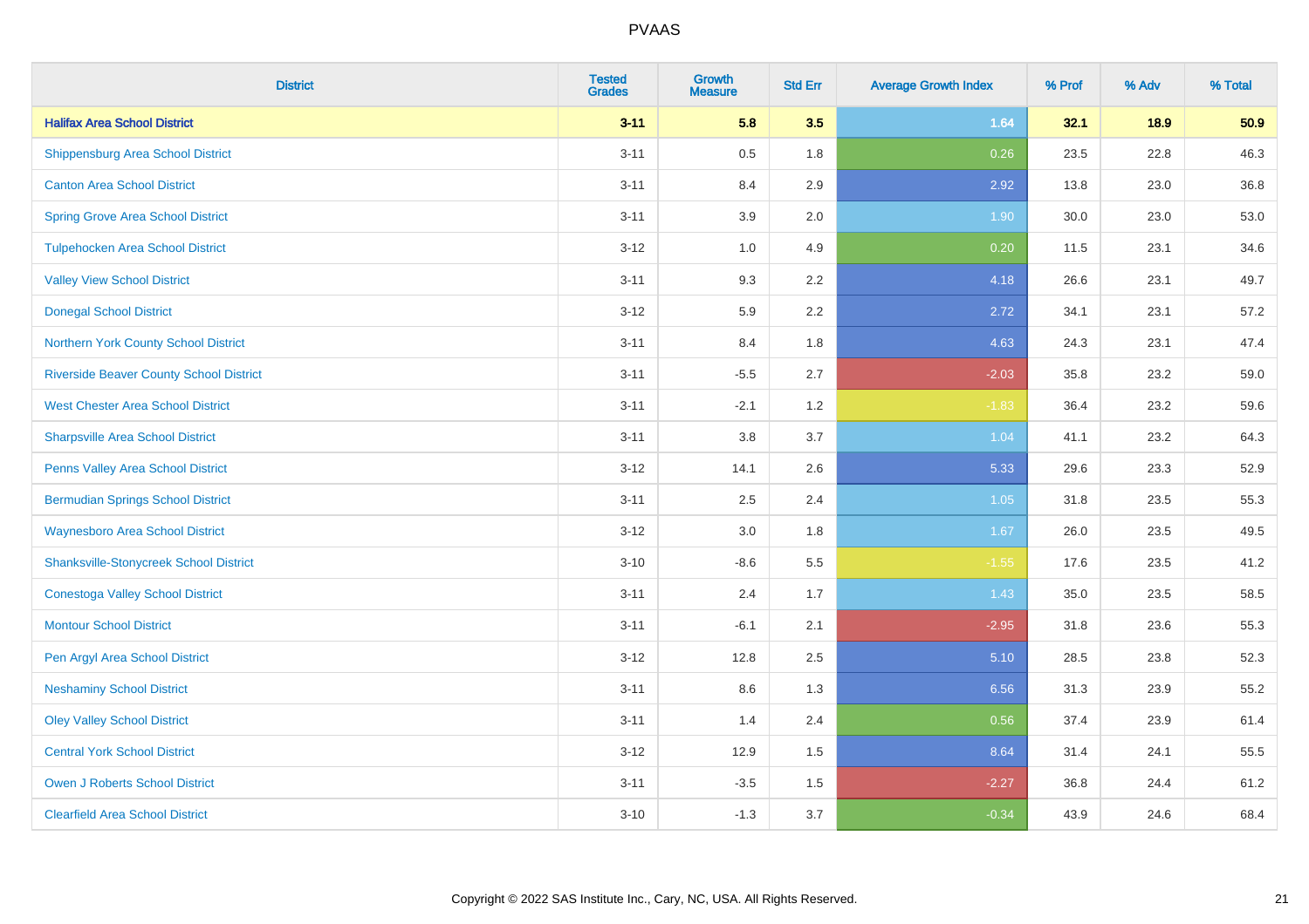| District | Tested Grades | Growth Measure | Std Err | Average Growth Index | % Prof | % Adv | % Total |
|---|---|---|---|---|---|---|---|
| **Halifax Area School District** | **3-11** | **5.8** | **3.5** | **1.64** | **32.1** | **18.9** | **50.9** |
| Shippensburg Area School District | 3-11 | 0.5 | 1.8 | 0.26 | 23.5 | 22.8 | 46.3 |
| Canton Area School District | 3-11 | 8.4 | 2.9 | 2.92 | 13.8 | 23.0 | 36.8 |
| Spring Grove Area School District | 3-11 | 3.9 | 2.0 | 1.90 | 30.0 | 23.0 | 53.0 |
| Tulpehocken Area School District | 3-12 | 1.0 | 4.9 | 0.20 | 11.5 | 23.1 | 34.6 |
| Valley View School District | 3-11 | 9.3 | 2.2 | 4.18 | 26.6 | 23.1 | 49.7 |
| Donegal School District | 3-12 | 5.9 | 2.2 | 2.72 | 34.1 | 23.1 | 57.2 |
| Northern York County School District | 3-11 | 8.4 | 1.8 | 4.63 | 24.3 | 23.1 | 47.4 |
| Riverside Beaver County School District | 3-11 | -5.5 | 2.7 | -2.03 | 35.8 | 23.2 | 59.0 |
| West Chester Area School District | 3-11 | -2.1 | 1.2 | -1.83 | 36.4 | 23.2 | 59.6 |
| Sharpsville Area School District | 3-11 | 3.8 | 3.7 | 1.04 | 41.1 | 23.2 | 64.3 |
| Penns Valley Area School District | 3-12 | 14.1 | 2.6 | 5.33 | 29.6 | 23.3 | 52.9 |
| Bermudian Springs School District | 3-11 | 2.5 | 2.4 | 1.05 | 31.8 | 23.5 | 55.3 |
| Waynesboro Area School District | 3-12 | 3.0 | 1.8 | 1.67 | 26.0 | 23.5 | 49.5 |
| Shanksville-Stonycreek School District | 3-10 | -8.6 | 5.5 | -1.55 | 17.6 | 23.5 | 41.2 |
| Conestoga Valley School District | 3-11 | 2.4 | 1.7 | 1.43 | 35.0 | 23.5 | 58.5 |
| Montour School District | 3-11 | -6.1 | 2.1 | -2.95 | 31.8 | 23.6 | 55.3 |
| Pen Argyl Area School District | 3-12 | 12.8 | 2.5 | 5.10 | 28.5 | 23.8 | 52.3 |
| Neshaminy School District | 3-11 | 8.6 | 1.3 | 6.56 | 31.3 | 23.9 | 55.2 |
| Oley Valley School District | 3-11 | 1.4 | 2.4 | 0.56 | 37.4 | 23.9 | 61.4 |
| Central York School District | 3-12 | 12.9 | 1.5 | 8.64 | 31.4 | 24.1 | 55.5 |
| Owen J Roberts School District | 3-11 | -3.5 | 1.5 | -2.27 | 36.8 | 24.4 | 61.2 |
| Clearfield Area School District | 3-10 | -1.3 | 3.7 | -0.34 | 43.9 | 24.6 | 68.4 |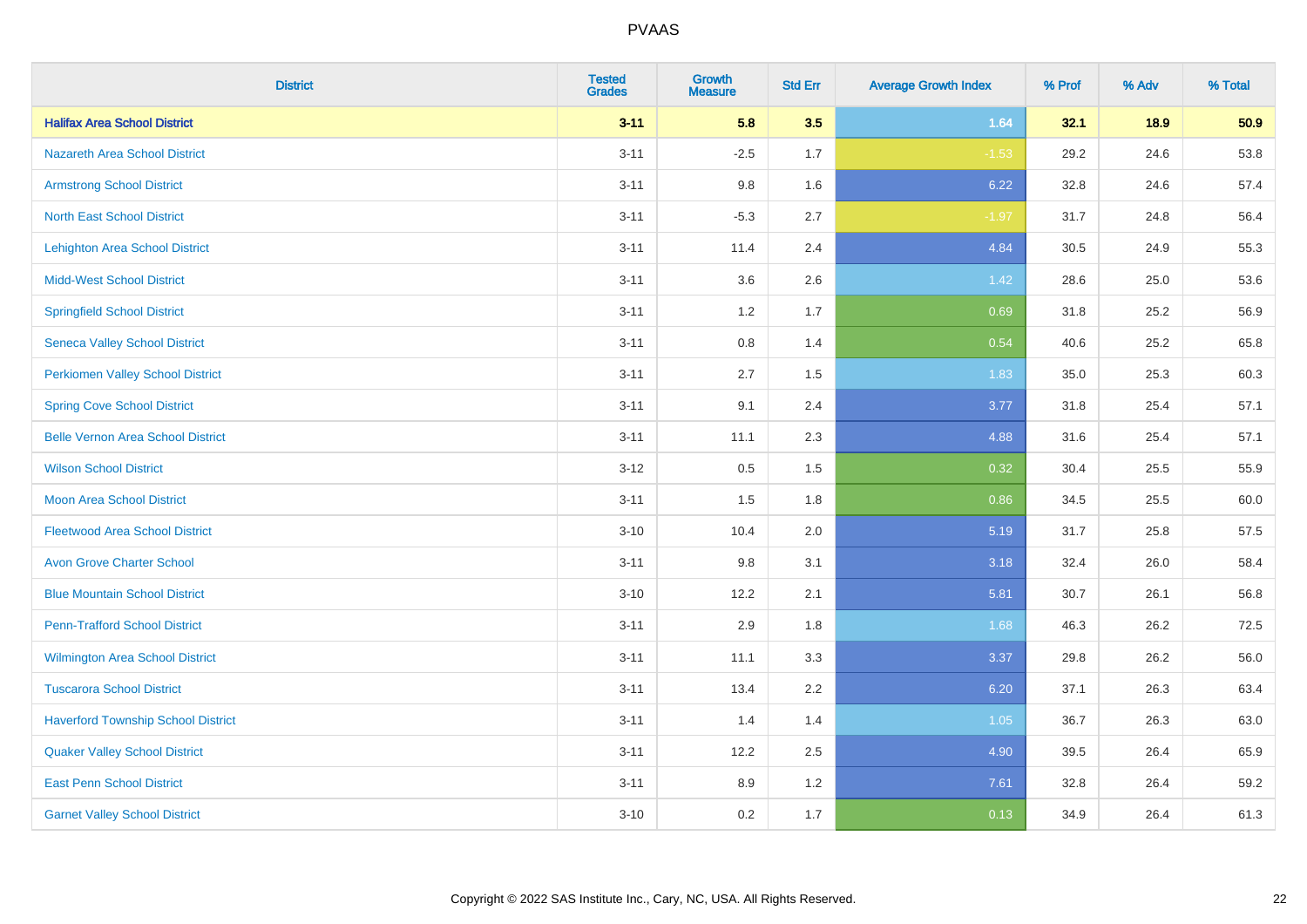# PVAAS

| District | Tested Grades | Growth Measure | Std Err | Average Growth Index | % Prof | % Adv | % Total |
|---|---|---|---|---|---|---|---|
| **Halifax Area School District** | **3-11** | **5.8** | **3.5** | **1.64** | **32.1** | **18.9** | **50.9** |
| Nazareth Area School District | 3-11 | -2.5 | 1.7 | -1.53 | 29.2 | 24.6 | 53.8 |
| Armstrong School District | 3-11 | 9.8 | 1.6 | 6.22 | 32.8 | 24.6 | 57.4 |
| North East School District | 3-11 | -5.3 | 2.7 | -1.97 | 31.7 | 24.8 | 56.4 |
| Lehighton Area School District | 3-11 | 11.4 | 2.4 | 4.84 | 30.5 | 24.9 | 55.3 |
| Midd-West School District | 3-11 | 3.6 | 2.6 | 1.42 | 28.6 | 25.0 | 53.6 |
| Springfield School District | 3-11 | 1.2 | 1.7 | 0.69 | 31.8 | 25.2 | 56.9 |
| Seneca Valley School District | 3-11 | 0.8 | 1.4 | 0.54 | 40.6 | 25.2 | 65.8 |
| Perkiomen Valley School District | 3-11 | 2.7 | 1.5 | 1.83 | 35.0 | 25.3 | 60.3 |
| Spring Cove School District | 3-11 | 9.1 | 2.4 | 3.77 | 31.8 | 25.4 | 57.1 |
| Belle Vernon Area School District | 3-11 | 11.1 | 2.3 | 4.88 | 31.6 | 25.4 | 57.1 |
| Wilson School District | 3-12 | 0.5 | 1.5 | 0.32 | 30.4 | 25.5 | 55.9 |
| Moon Area School District | 3-11 | 1.5 | 1.8 | 0.86 | 34.5 | 25.5 | 60.0 |
| Fleetwood Area School District | 3-10 | 10.4 | 2.0 | 5.19 | 31.7 | 25.8 | 57.5 |
| Avon Grove Charter School | 3-11 | 9.8 | 3.1 | 3.18 | 32.4 | 26.0 | 58.4 |
| Blue Mountain School District | 3-10 | 12.2 | 2.1 | 5.81 | 30.7 | 26.1 | 56.8 |
| Penn-Trafford School District | 3-11 | 2.9 | 1.8 | 1.68 | 46.3 | 26.2 | 72.5 |
| Wilmington Area School District | 3-11 | 11.1 | 3.3 | 3.37 | 29.8 | 26.2 | 56.0 |
| Tuscarora School District | 3-11 | 13.4 | 2.2 | 6.20 | 37.1 | 26.3 | 63.4 |
| Haverford Township School District | 3-11 | 1.4 | 1.4 | 1.05 | 36.7 | 26.3 | 63.0 |
| Quaker Valley School District | 3-11 | 12.2 | 2.5 | 4.90 | 39.5 | 26.4 | 65.9 |
| East Penn School District | 3-11 | 8.9 | 1.2 | 7.61 | 32.8 | 26.4 | 59.2 |
| Garnet Valley School District | 3-10 | 0.2 | 1.7 | 0.13 | 34.9 | 26.4 | 61.3 |

Copyright © 2022 SAS Institute Inc., Cary, NC, USA. All Rights Reserved.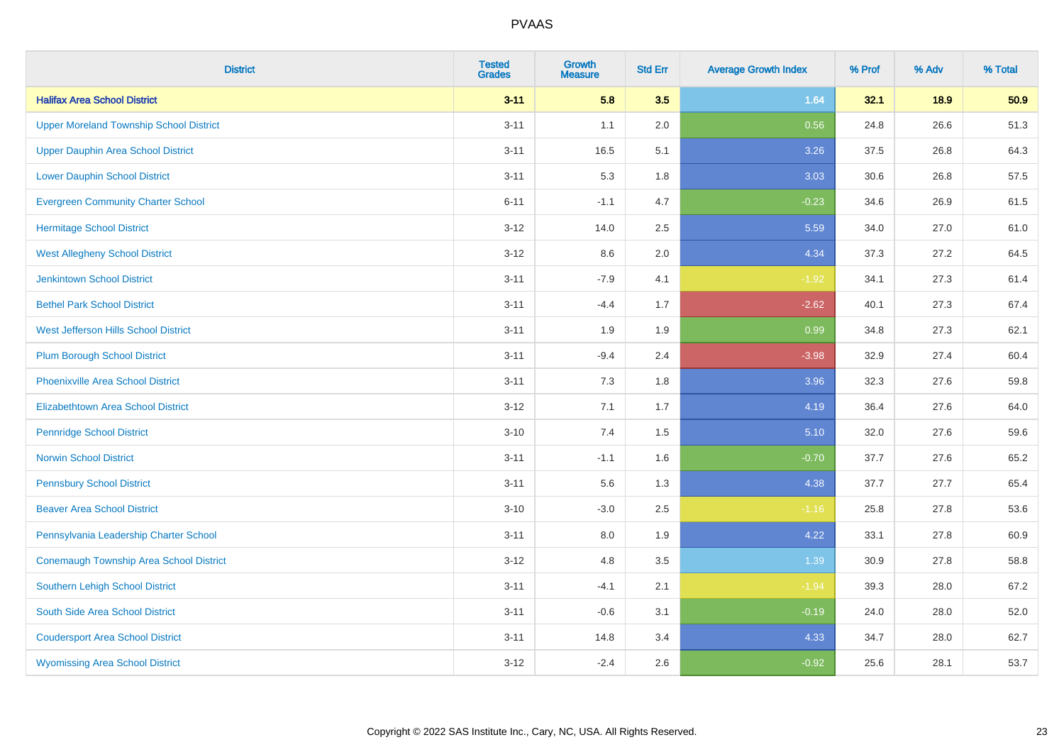| District | Tested Grades | Growth Measure | Std Err | Average Growth Index | % Prof | % Adv | % Total |
|---|---|---|---|---|---|---|---|
| **Halifax Area School District** | **3-11** | **5.8** | **3.5** | **1.64** | **32.1** | **18.9** | **50.9** |
| Upper Moreland Township School District | 3-11 | 1.1 | 2.0 | 0.56 | 24.8 | 26.6 | 51.3 |
| Upper Dauphin Area School District | 3-11 | 16.5 | 5.1 | 3.26 | 37.5 | 26.8 | 64.3 |
| Lower Dauphin School District | 3-11 | 5.3 | 1.8 | 3.03 | 30.6 | 26.8 | 57.5 |
| Evergreen Community Charter School | 6-11 | -1.1 | 4.7 | -0.23 | 34.6 | 26.9 | 61.5 |
| Hermitage School District | 3-12 | 14.0 | 2.5 | 5.59 | 34.0 | 27.0 | 61.0 |
| West Allegheny School District | 3-12 | 8.6 | 2.0 | 4.34 | 37.3 | 27.2 | 64.5 |
| Jenkintown School District | 3-11 | -7.9 | 4.1 | -1.92 | 34.1 | 27.3 | 61.4 |
| Bethel Park School District | 3-11 | -4.4 | 1.7 | -2.62 | 40.1 | 27.3 | 67.4 |
| West Jefferson Hills School District | 3-11 | 1.9 | 1.9 | 0.99 | 34.8 | 27.3 | 62.1 |
| Plum Borough School District | 3-11 | -9.4 | 2.4 | -3.98 | 32.9 | 27.4 | 60.4 |
| Phoenixville Area School District | 3-11 | 7.3 | 1.8 | 3.96 | 32.3 | 27.6 | 59.8 |
| Elizabethtown Area School District | 3-12 | 7.1 | 1.7 | 4.19 | 36.4 | 27.6 | 64.0 |
| Pennridge School District | 3-10 | 7.4 | 1.5 | 5.10 | 32.0 | 27.6 | 59.6 |
| Norwin School District | 3-11 | -1.1 | 1.6 | -0.70 | 37.7 | 27.6 | 65.2 |
| Pennsbury School District | 3-11 | 5.6 | 1.3 | 4.38 | 37.7 | 27.7 | 65.4 |
| Beaver Area School District | 3-10 | -3.0 | 2.5 | -1.16 | 25.8 | 27.8 | 53.6 |
| Pennsylvania Leadership Charter School | 3-11 | 8.0 | 1.9 | 4.22 | 33.1 | 27.8 | 60.9 |
| Conemaugh Township Area School District | 3-12 | 4.8 | 3.5 | 1.39 | 30.9 | 27.8 | 58.8 |
| Southern Lehigh School District | 3-11 | -4.1 | 2.1 | -1.94 | 39.3 | 28.0 | 67.2 |
| South Side Area School District | 3-11 | -0.6 | 3.1 | -0.19 | 24.0 | 28.0 | 52.0 |
| Coudersport Area School District | 3-11 | 14.8 | 3.4 | 4.33 | 34.7 | 28.0 | 62.7 |
| Wyomissing Area School District | 3-12 | -2.4 | 2.6 | -0.92 | 25.6 | 28.1 | 53.7 |

Copyright © 2022 SAS Institute Inc., Cary, NC, USA. All Rights Reserved.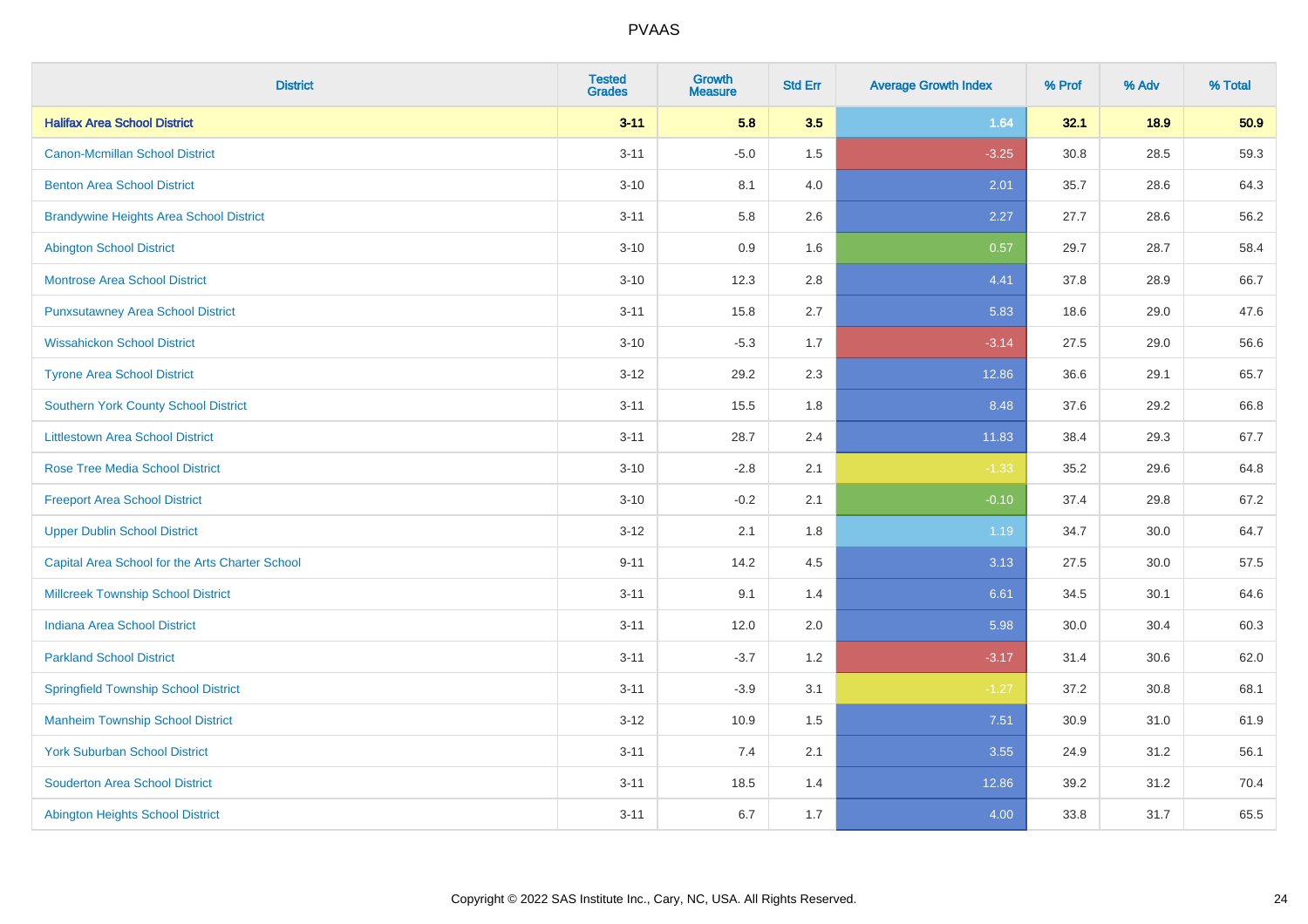| District | Tested Grades | Growth Measure | Std Err | Average Growth Index | % Prof | % Adv | % Total |
|---|---|---|---|---|---|---|---|
| **Halifax Area School District** | **3-11** | **5.8** | **3.5** | **1.64** | **32.1** | **18.9** | **50.9** |
| Canon-Mcmillan School District | 3-11 | -5.0 | 1.5 | -3.25 | 30.8 | 28.5 | 59.3 |
| Benton Area School District | 3-10 | 8.1 | 4.0 | 2.01 | 35.7 | 28.6 | 64.3 |
| Brandywine Heights Area School District | 3-11 | 5.8 | 2.6 | 2.27 | 27.7 | 28.6 | 56.2 |
| Abington School District | 3-10 | 0.9 | 1.6 | 0.57 | 29.7 | 28.7 | 58.4 |
| Montrose Area School District | 3-10 | 12.3 | 2.8 | 4.41 | 37.8 | 28.9 | 66.7 |
| Punxsutawney Area School District | 3-11 | 15.8 | 2.7 | 5.83 | 18.6 | 29.0 | 47.6 |
| Wissahickon School District | 3-10 | -5.3 | 1.7 | -3.14 | 27.5 | 29.0 | 56.6 |
| Tyrone Area School District | 3-12 | 29.2 | 2.3 | 12.86 | 36.6 | 29.1 | 65.7 |
| Southern York County School District | 3-11 | 15.5 | 1.8 | 8.48 | 37.6 | 29.2 | 66.8 |
| Littlestown Area School District | 3-11 | 28.7 | 2.4 | 11.83 | 38.4 | 29.3 | 67.7 |
| Rose Tree Media School District | 3-10 | -2.8 | 2.1 | -1.33 | 35.2 | 29.6 | 64.8 |
| Freeport Area School District | 3-10 | -0.2 | 2.1 | -0.10 | 37.4 | 29.8 | 67.2 |
| Upper Dublin School District | 3-12 | 2.1 | 1.8 | 1.19 | 34.7 | 30.0 | 64.7 |
| Capital Area School for the Arts Charter School | 9-11 | 14.2 | 4.5 | 3.13 | 27.5 | 30.0 | 57.5 |
| Millcreek Township School District | 3-11 | 9.1 | 1.4 | 6.61 | 34.5 | 30.1 | 64.6 |
| Indiana Area School District | 3-11 | 12.0 | 2.0 | 5.98 | 30.0 | 30.4 | 60.3 |
| Parkland School District | 3-11 | -3.7 | 1.2 | -3.17 | 31.4 | 30.6 | 62.0 |
| Springfield Township School District | 3-11 | -3.9 | 3.1 | -1.27 | 37.2 | 30.8 | 68.1 |
| Manheim Township School District | 3-12 | 10.9 | 1.5 | 7.51 | 30.9 | 31.0 | 61.9 |
| York Suburban School District | 3-11 | 7.4 | 2.1 | 3.55 | 24.9 | 31.2 | 56.1 |
| Souderton Area School District | 3-11 | 18.5 | 1.4 | 12.86 | 39.2 | 31.2 | 70.4 |
| Abington Heights School District | 3-11 | 6.7 | 1.7 | 4.00 | 33.8 | 31.7 | 65.5 |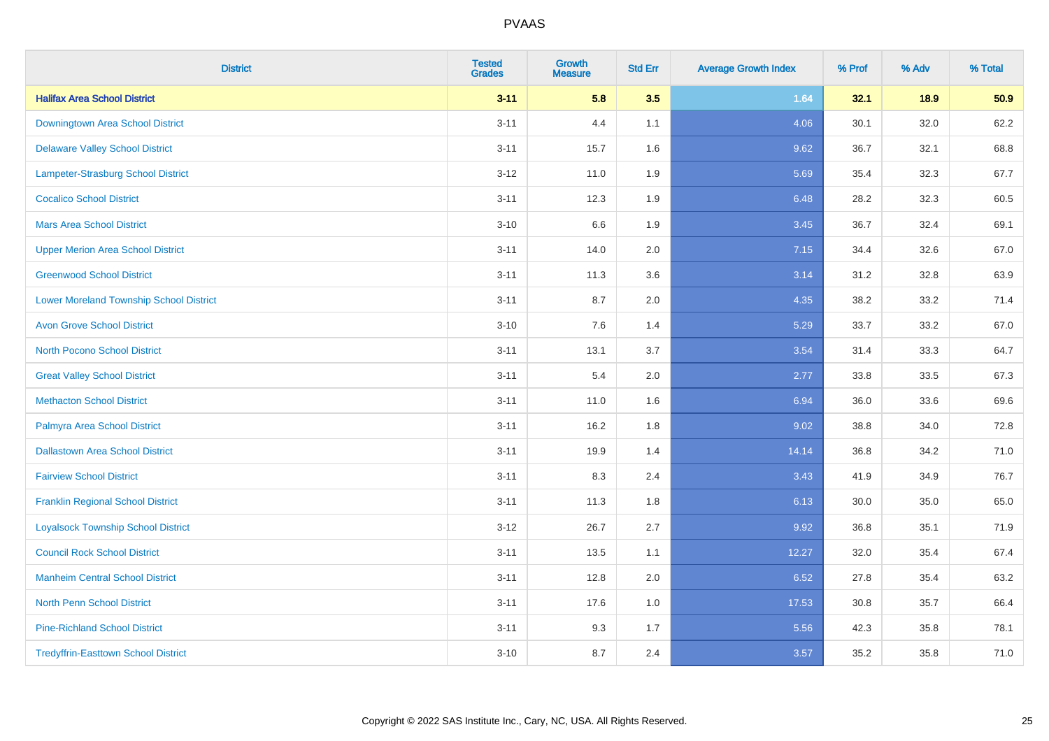| District | Tested Grades | Growth Measure | Std Err | Average Growth Index | % Prof | % Adv | % Total |
|---|---|---|---|---|---|---|---|
| **Halifax Area School District** | **3-11** | **5.8** | **3.5** | **1.64** | **32.1** | **18.9** | **50.9** |
| Downingtown Area School District | 3-11 | 4.4 | 1.1 | 4.06 | 30.1 | 32.0 | 62.2 |
| Delaware Valley School District | 3-11 | 15.7 | 1.6 | 9.62 | 36.7 | 32.1 | 68.8 |
| Lampeter-Strasburg School District | 3-12 | 11.0 | 1.9 | 5.69 | 35.4 | 32.3 | 67.7 |
| Cocalico School District | 3-11 | 12.3 | 1.9 | 6.48 | 28.2 | 32.3 | 60.5 |
| Mars Area School District | 3-10 | 6.6 | 1.9 | 3.45 | 36.7 | 32.4 | 69.1 |
| Upper Merion Area School District | 3-11 | 14.0 | 2.0 | 7.15 | 34.4 | 32.6 | 67.0 |
| Greenwood School District | 3-11 | 11.3 | 3.6 | 3.14 | 31.2 | 32.8 | 63.9 |
| Lower Moreland Township School District | 3-11 | 8.7 | 2.0 | 4.35 | 38.2 | 33.2 | 71.4 |
| Avon Grove School District | 3-10 | 7.6 | 1.4 | 5.29 | 33.7 | 33.2 | 67.0 |
| North Pocono School District | 3-11 | 13.1 | 3.7 | 3.54 | 31.4 | 33.3 | 64.7 |
| Great Valley School District | 3-11 | 5.4 | 2.0 | 2.77 | 33.8 | 33.5 | 67.3 |
| Methacton School District | 3-11 | 11.0 | 1.6 | 6.94 | 36.0 | 33.6 | 69.6 |
| Palmyra Area School District | 3-11 | 16.2 | 1.8 | 9.02 | 38.8 | 34.0 | 72.8 |
| Dallastown Area School District | 3-11 | 19.9 | 1.4 | 14.14 | 36.8 | 34.2 | 71.0 |
| Fairview School District | 3-11 | 8.3 | 2.4 | 3.43 | 41.9 | 34.9 | 76.7 |
| Franklin Regional School District | 3-11 | 11.3 | 1.8 | 6.13 | 30.0 | 35.0 | 65.0 |
| Loyalsock Township School District | 3-12 | 26.7 | 2.7 | 9.92 | 36.8 | 35.1 | 71.9 |
| Council Rock School District | 3-11 | 13.5 | 1.1 | 12.27 | 32.0 | 35.4 | 67.4 |
| Manheim Central School District | 3-11 | 12.8 | 2.0 | 6.52 | 27.8 | 35.4 | 63.2 |
| North Penn School District | 3-11 | 17.6 | 1.0 | 17.53 | 30.8 | 35.7 | 66.4 |
| Pine-Richland School District | 3-11 | 9.3 | 1.7 | 5.56 | 42.3 | 35.8 | 78.1 |
| Tredyffrin-Easttown School District | 3-10 | 8.7 | 2.4 | 3.57 | 35.2 | 35.8 | 71.0 |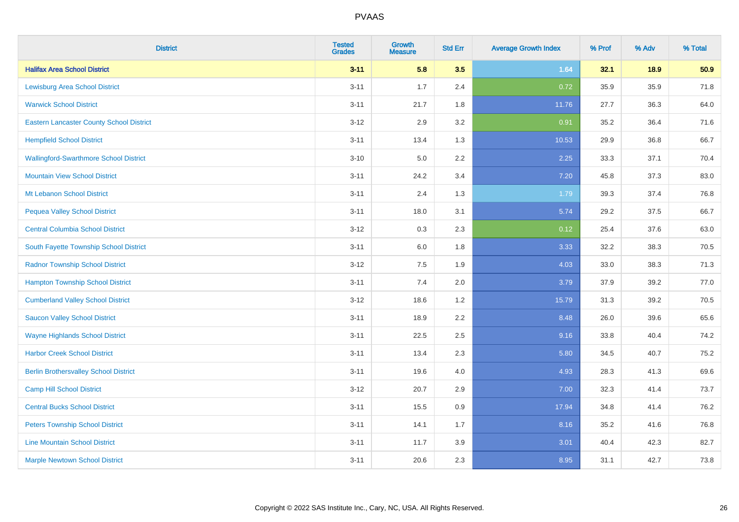| District | Tested Grades | Growth Measure | Std Err | Average Growth Index | % Prof | % Adv | % Total |
|---|---|---|---|---|---|---|---|
| **Halifax Area School District** | **3-11** | **5.8** | **3.5** | **1.64** | **32.1** | **18.9** | **50.9** |
| Lewisburg Area School District | 3-11 | 1.7 | 2.4 | 0.72 | 35.9 | 35.9 | 71.8 |
| Warwick School District | 3-11 | 21.7 | 1.8 | 11.76 | 27.7 | 36.3 | 64.0 |
| Eastern Lancaster County School District | 3-12 | 2.9 | 3.2 | 0.91 | 35.2 | 36.4 | 71.6 |
| Hempfield School District | 3-11 | 13.4 | 1.3 | 10.53 | 29.9 | 36.8 | 66.7 |
| Wallingford-Swarthmore School District | 3-10 | 5.0 | 2.2 | 2.25 | 33.3 | 37.1 | 70.4 |
| Mountain View School District | 3-11 | 24.2 | 3.4 | 7.20 | 45.8 | 37.3 | 83.0 |
| Mt Lebanon School District | 3-11 | 2.4 | 1.3 | 1.79 | 39.3 | 37.4 | 76.8 |
| Pequea Valley School District | 3-11 | 18.0 | 3.1 | 5.74 | 29.2 | 37.5 | 66.7 |
| Central Columbia School District | 3-12 | 0.3 | 2.3 | 0.12 | 25.4 | 37.6 | 63.0 |
| South Fayette Township School District | 3-11 | 6.0 | 1.8 | 3.33 | 32.2 | 38.3 | 70.5 |
| Radnor Township School District | 3-12 | 7.5 | 1.9 | 4.03 | 33.0 | 38.3 | 71.3 |
| Hampton Township School District | 3-11 | 7.4 | 2.0 | 3.79 | 37.9 | 39.2 | 77.0 |
| Cumberland Valley School District | 3-12 | 18.6 | 1.2 | 15.79 | 31.3 | 39.2 | 70.5 |
| Saucon Valley School District | 3-11 | 18.9 | 2.2 | 8.48 | 26.0 | 39.6 | 65.6 |
| Wayne Highlands School District | 3-11 | 22.5 | 2.5 | 9.16 | 33.8 | 40.4 | 74.2 |
| Harbor Creek School District | 3-11 | 13.4 | 2.3 | 5.80 | 34.5 | 40.7 | 75.2 |
| Berlin Brothersvalley School District | 3-11 | 19.6 | 4.0 | 4.93 | 28.3 | 41.3 | 69.6 |
| Camp Hill School District | 3-12 | 20.7 | 2.9 | 7.00 | 32.3 | 41.4 | 73.7 |
| Central Bucks School District | 3-11 | 15.5 | 0.9 | 17.94 | 34.8 | 41.4 | 76.2 |
| Peters Township School District | 3-11 | 14.1 | 1.7 | 8.16 | 35.2 | 41.6 | 76.8 |
| Line Mountain School District | 3-11 | 11.7 | 3.9 | 3.01 | 40.4 | 42.3 | 82.7 |
| Marple Newtown School District | 3-11 | 20.6 | 2.3 | 8.95 | 31.1 | 42.7 | 73.8 |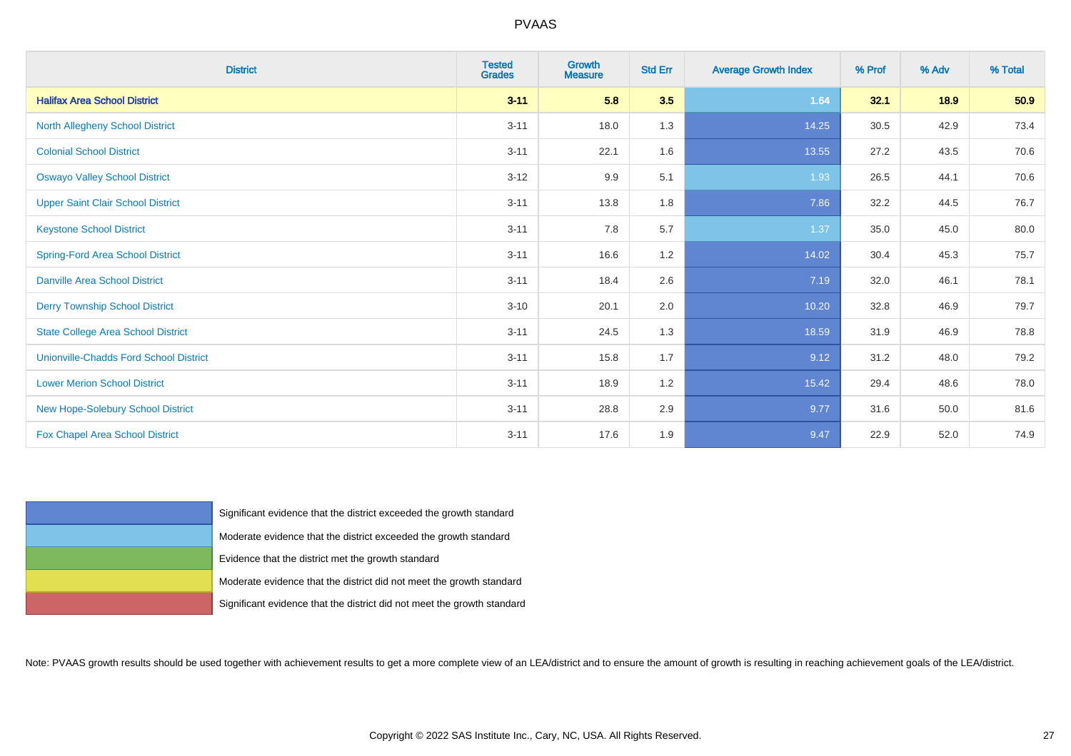PVAAS

| District | Tested Grades | Growth Measure | Std Err | Average Growth Index | % Prof | % Adv | % Total |
|---|---|---|---|---|---|---|---|
| **Halifax Area School District** | **3-11** | **5.8** | **3.5** | **1.64** | **32.1** | **18.9** | **50.9** |
| North Allegheny School District | 3-11 | 18.0 | 1.3 | 14.25 | 30.5 | 42.9 | 73.4 |
| Colonial School District | 3-11 | 22.1 | 1.6 | 13.55 | 27.2 | 43.5 | 70.6 |
| Oswayo Valley School District | 3-12 | 9.9 | 5.1 | 1.93 | 26.5 | 44.1 | 70.6 |
| Upper Saint Clair School District | 3-11 | 13.8 | 1.8 | 7.86 | 32.2 | 44.5 | 76.7 |
| Keystone School District | 3-11 | 7.8 | 5.7 | 1.37 | 35.0 | 45.0 | 80.0 |
| Spring-Ford Area School District | 3-11 | 16.6 | 1.2 | 14.02 | 30.4 | 45.3 | 75.7 |
| Danville Area School District | 3-11 | 18.4 | 2.6 | 7.19 | 32.0 | 46.1 | 78.1 |
| Derry Township School District | 3-10 | 20.1 | 2.0 | 10.20 | 32.8 | 46.9 | 79.7 |
| State College Area School District | 3-11 | 24.5 | 1.3 | 18.59 | 31.9 | 46.9 | 78.8 |
| Unionville-Chadds Ford School District | 3-11 | 15.8 | 1.7 | 9.12 | 31.2 | 48.0 | 79.2 |
| Lower Merion School District | 3-11 | 18.9 | 1.2 | 15.42 | 29.4 | 48.6 | 78.0 |
| New Hope-Solebury School District | 3-11 | 28.8 | 2.9 | 9.77 | 31.6 | 50.0 | 81.6 |
| Fox Chapel Area School District | 3-11 | 17.6 | 1.9 | 9.47 | 22.9 | 52.0 | 74.9 |

Significant evidence that the district exceeded the growth standard

Moderate evidence that the district exceeded the growth standard

Evidence that the district met the growth standard

Moderate evidence that the district did not meet the growth standard

Significant evidence that the district did not meet the growth standard

Note: PVAAS growth results should be used together with achievement results to get a more complete view of an LEA/district and to ensure the amount of growth is resulting in reaching achievement goals of the LEA/district.

Copyright © 2022 SAS Institute Inc., Cary, NC, USA. All Rights Reserved.